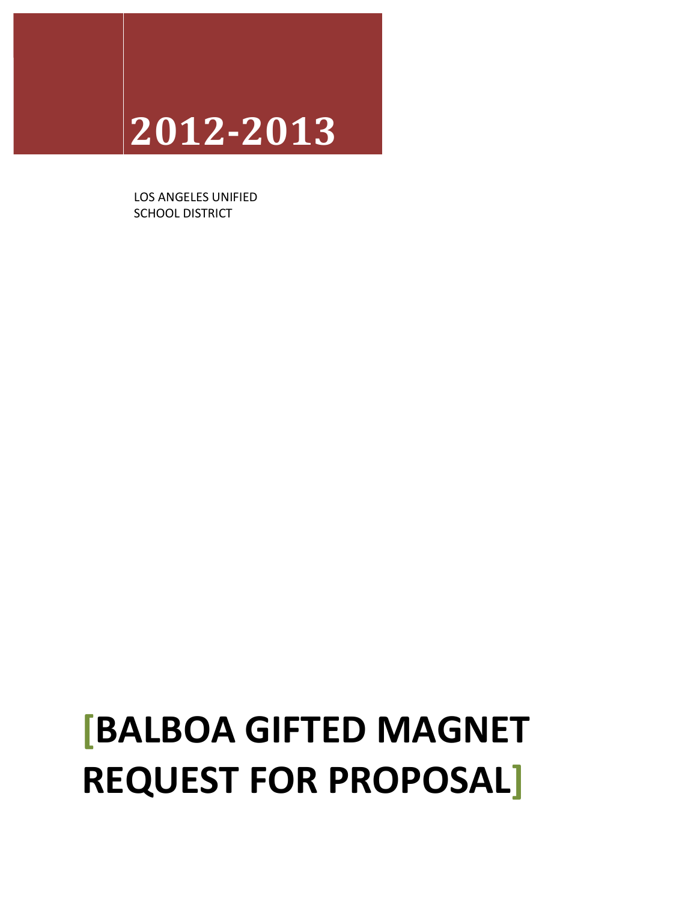# 2012-2013

LOS ANGELES UNIFIED SCHOOL DISTRICT

# [BALBOA GIFTED MAGNET REQUEST FOR PROPOSAL]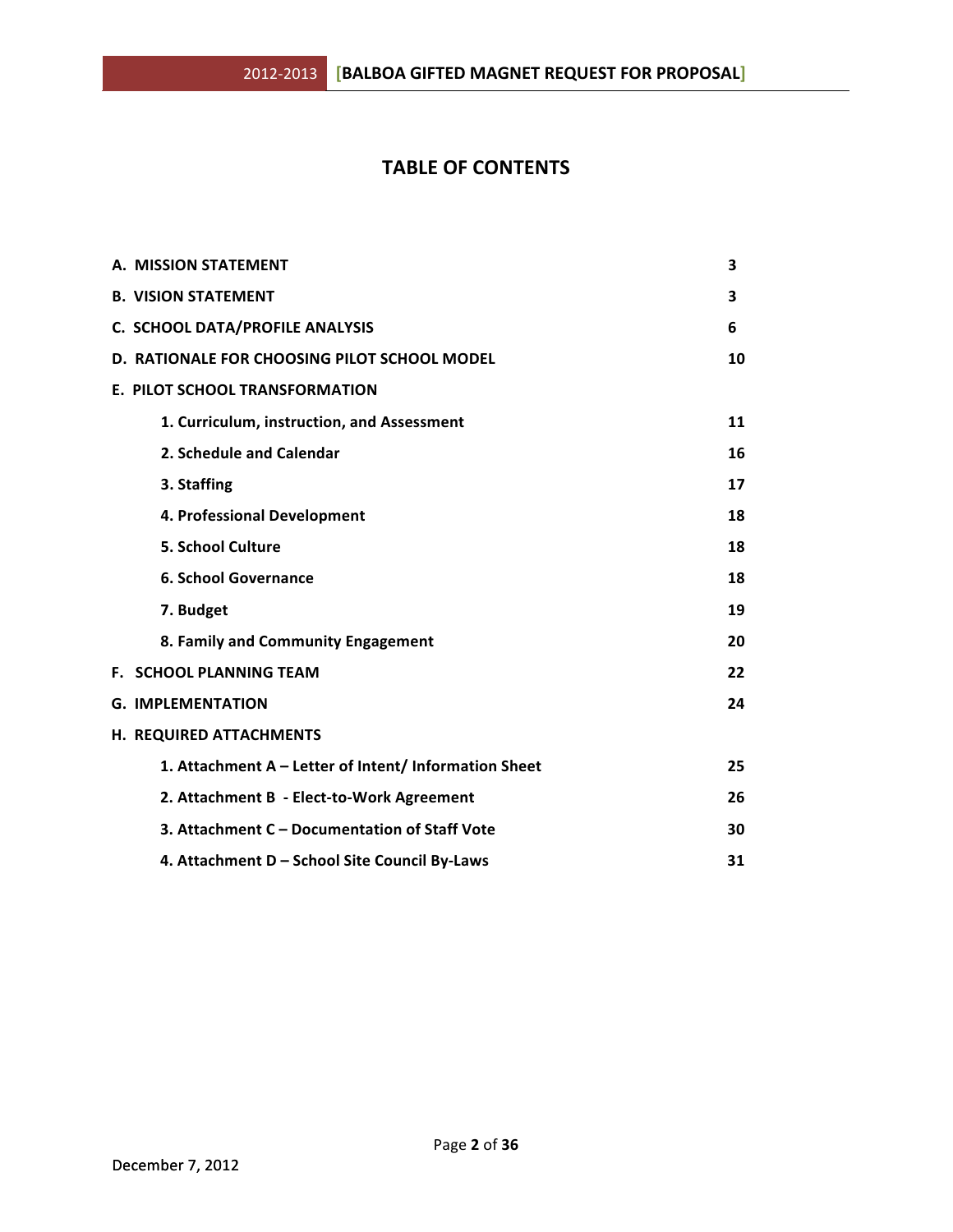# TABLE OF CONTENTS

| | |
|---|---|
| **A. MISSION STATEMENT** | **3** |
| **B. VISION STATEMENT** | **3** |
| **C. SCHOOL DATA/PROFILE ANALYSIS** | **6** |
| **D. RATIONALE FOR CHOOSING PILOT SCHOOL MODEL** | **10** |
| **E. PILOT SCHOOL TRANSFORMATION** | |
| **1. Curriculum, instruction, and Assessment** | **11** |
| **2. Schedule and Calendar** | **16** |
| **3. Staffing** | **17** |
| **4. Professional Development** | **18** |
| **5. School Culture** | **18** |
| **6. School Governance** | **18** |
| **7. Budget** | **19** |
| **8. Family and Community Engagement** | **20** |
| **F. SCHOOL PLANNING TEAM** | **22** |
| **G. IMPLEMENTATION** | **24** |
| **H. REQUIRED ATTACHMENTS** | |
| **1. Attachment A – Letter of Intent/ Information Sheet** | **25** |
| **2. Attachment B - Elect-to-Work Agreement** | **26** |
| **3. Attachment C – Documentation of Staff Vote** | **30** |
| **4. Attachment D – School Site Council By-Laws** | **31** |

December 7, 2012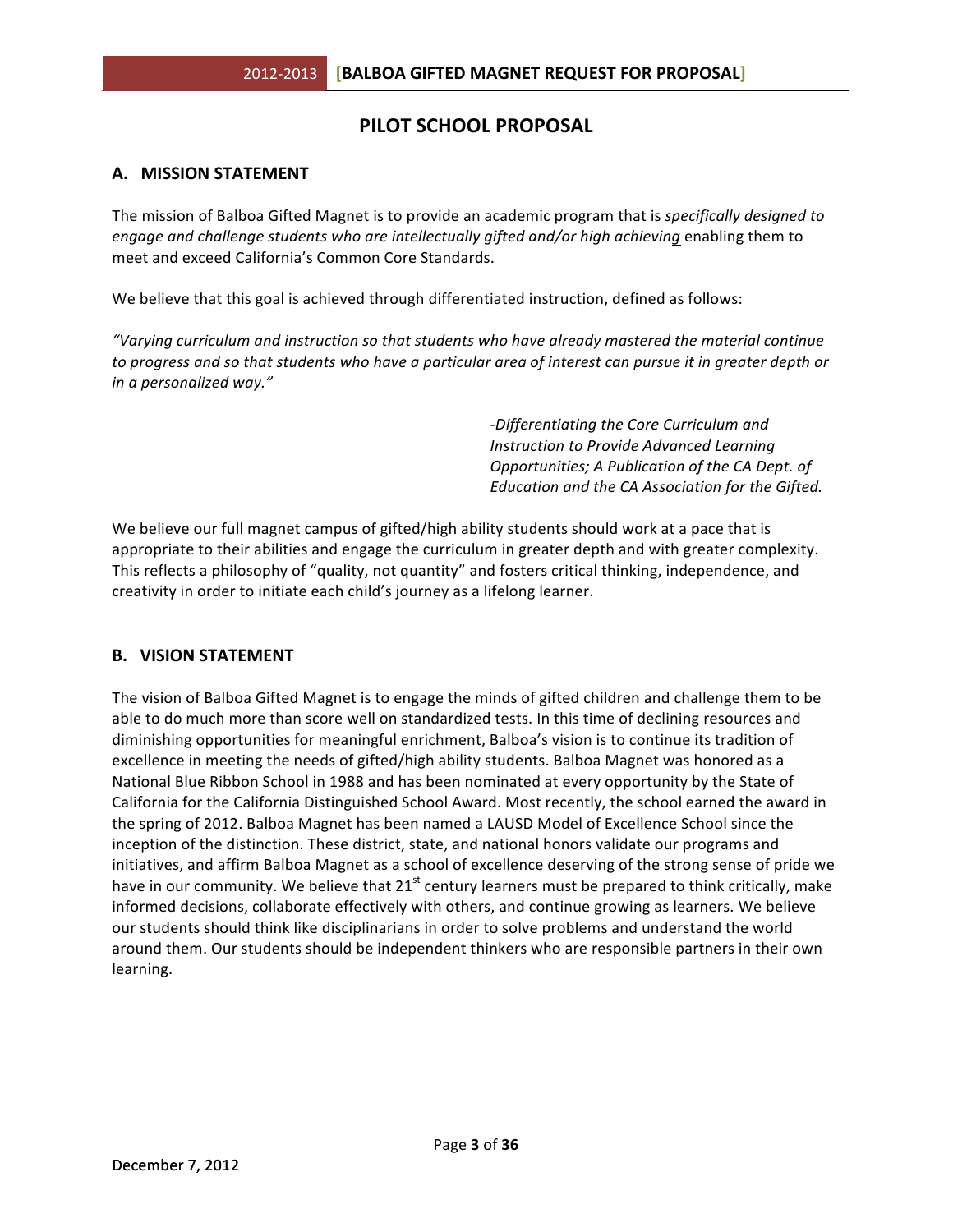# PILOT SCHOOL PROPOSAL

## A. MISSION STATEMENT

The mission of Balboa Gifted Magnet is to provide an academic program that is *specifically designed to engage and challenge students who are intellectually gifted and/or high achieving* enabling them to meet and exceed California's Common Core Standards.

We believe that this goal is achieved through differentiated instruction, defined as follows:

*"Varying curriculum and instruction so that students who have already mastered the material continue to progress and so that students who have a particular area of interest can pursue it in greater depth or in a personalized way."*

> *-Differentiating the Core Curriculum and Instruction to Provide Advanced Learning Opportunities; A Publication of the CA Dept. of Education and the CA Association for the Gifted.*

We believe our full magnet campus of gifted/high ability students should work at a pace that is appropriate to their abilities and engage the curriculum in greater depth and with greater complexity. This reflects a philosophy of "quality, not quantity" and fosters critical thinking, independence, and creativity in order to initiate each child's journey as a lifelong learner.

## B. VISION STATEMENT

The vision of Balboa Gifted Magnet is to engage the minds of gifted children and challenge them to be able to do much more than score well on standardized tests. In this time of declining resources and diminishing opportunities for meaningful enrichment, Balboa's vision is to continue its tradition of excellence in meeting the needs of gifted/high ability students. Balboa Magnet was honored as a National Blue Ribbon School in 1988 and has been nominated at every opportunity by the State of California for the California Distinguished School Award. Most recently, the school earned the award in the spring of 2012. Balboa Magnet has been named a LAUSD Model of Excellence School since the inception of the distinction. These district, state, and national honors validate our programs and initiatives, and affirm Balboa Magnet as a school of excellence deserving of the strong sense of pride we have in our community. We believe that 21st century learners must be prepared to think critically, make informed decisions, collaborate effectively with others, and continue growing as learners. We believe our students should think like disciplinarians in order to solve problems and understand the world around them. Our students should be independent thinkers who are responsible partners in their own learning.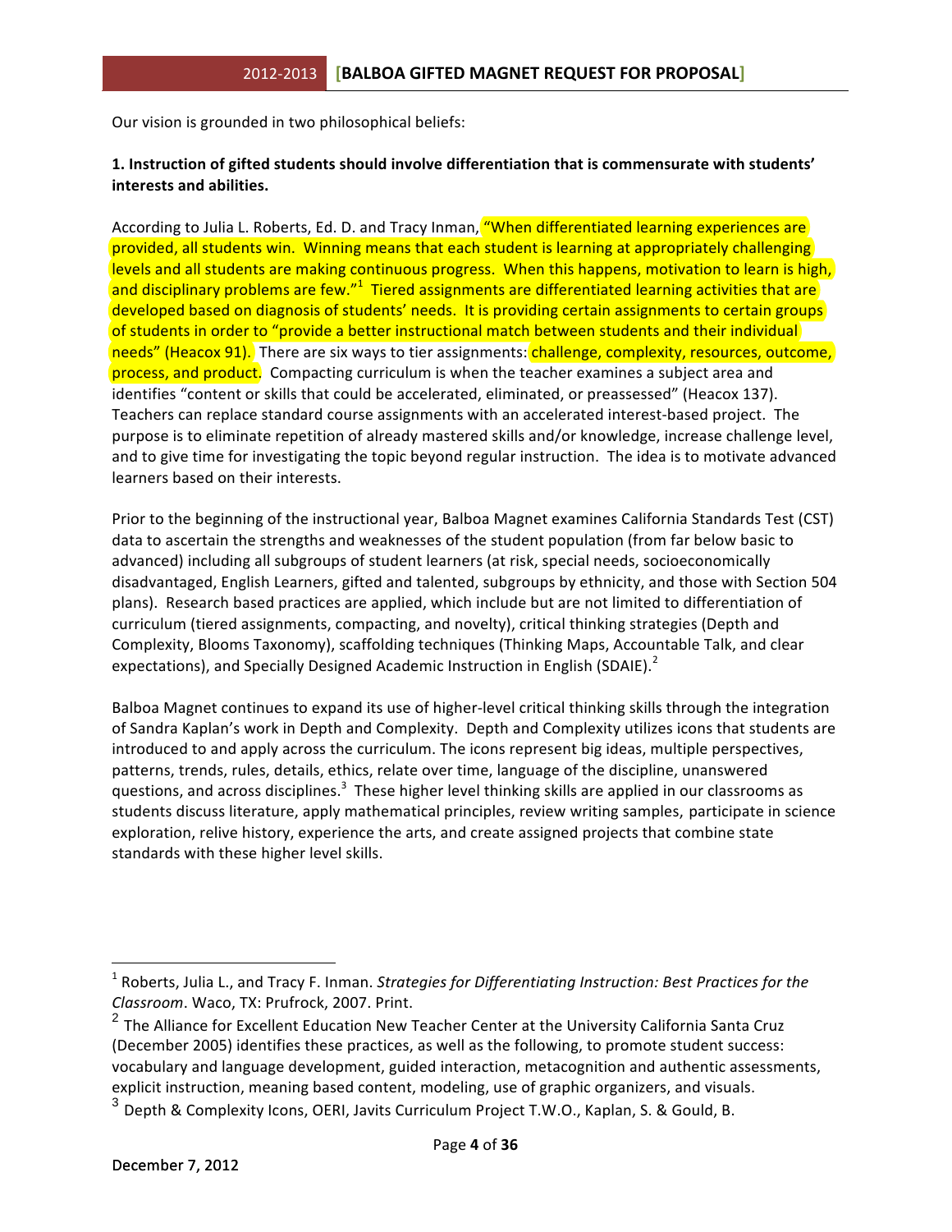Our vision is grounded in two philosophical beliefs:

**1. Instruction of gifted students should involve differentiation that is commensurate with students' interests and abilities.**

According to Julia L. Roberts, Ed. D. and Tracy Inman, "When differentiated learning experiences are provided, all students win. Winning means that each student is learning at appropriately challenging levels and all students are making continuous progress. When this happens, motivation to learn is high, and disciplinary problems are few."[1] Tiered assignments are differentiated learning activities that are developed based on diagnosis of students' needs. It is providing certain assignments to certain groups of students in order to "provide a better instructional match between students and their individual needs" (Heacox 91). There are six ways to tier assignments: challenge, complexity, resources, outcome, process, and product. Compacting curriculum is when the teacher examines a subject area and identifies "content or skills that could be accelerated, eliminated, or preassessed" (Heacox 137). Teachers can replace standard course assignments with an accelerated interest-based project. The purpose is to eliminate repetition of already mastered skills and/or knowledge, increase challenge level, and to give time for investigating the topic beyond regular instruction. The idea is to motivate advanced learners based on their interests.

Prior to the beginning of the instructional year, Balboa Magnet examines California Standards Test (CST) data to ascertain the strengths and weaknesses of the student population (from far below basic to advanced) including all subgroups of student learners (at risk, special needs, socioeconomically disadvantaged, English Learners, gifted and talented, subgroups by ethnicity, and those with Section 504 plans). Research based practices are applied, which include but are not limited to differentiation of curriculum (tiered assignments, compacting, and novelty), critical thinking strategies (Depth and Complexity, Blooms Taxonomy), scaffolding techniques (Thinking Maps, Accountable Talk, and clear expectations), and Specially Designed Academic Instruction in English (SDAIE).[2]

Balboa Magnet continues to expand its use of higher-level critical thinking skills through the integration of Sandra Kaplan's work in Depth and Complexity. Depth and Complexity utilizes icons that students are introduced to and apply across the curriculum. The icons represent big ideas, multiple perspectives, patterns, trends, rules, details, ethics, relate over time, language of the discipline, unanswered questions, and across disciplines.[3] These higher level thinking skills are applied in our classrooms as students discuss literature, apply mathematical principles, review writing samples, participate in science exploration, relive history, experience the arts, and create assigned projects that combine state standards with these higher level skills.

---

[1] Roberts, Julia L., and Tracy F. Inman. *Strategies for Differentiating Instruction: Best Practices for the Classroom*. Waco, TX: Prufrock, 2007. Print.

[2] The Alliance for Excellent Education New Teacher Center at the University California Santa Cruz (December 2005) identifies these practices, as well as the following, to promote student success: vocabulary and language development, guided interaction, metacognition and authentic assessments, explicit instruction, meaning based content, modeling, use of graphic organizers, and visuals.

[3] Depth & Complexity Icons, OERI, Javits Curriculum Project T.W.O., Kaplan, S. & Gould, B.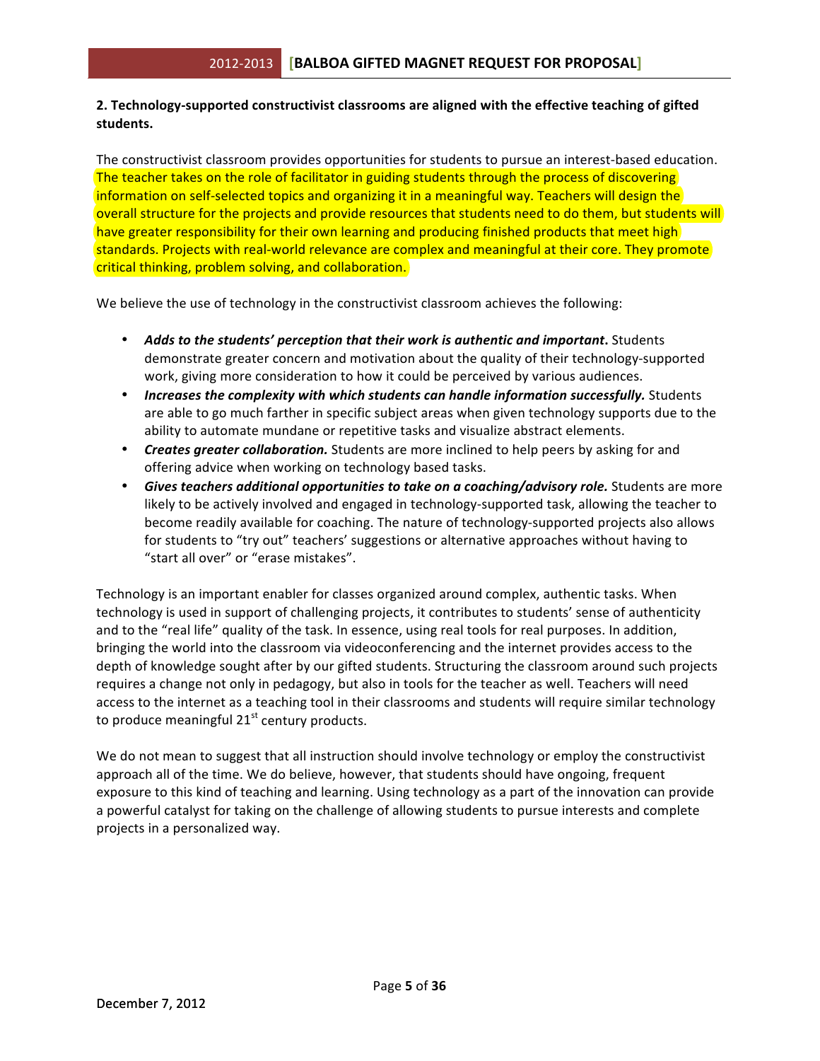**2. Technology-supported constructivist classrooms are aligned with the effective teaching of gifted students.**

The constructivist classroom provides opportunities for students to pursue an interest-based education. The teacher takes on the role of facilitator in guiding students through the process of discovering information on self-selected topics and organizing it in a meaningful way. Teachers will design the overall structure for the projects and provide resources that students need to do them, but students will have greater responsibility for their own learning and producing finished products that meet high standards. Projects with real-world relevance are complex and meaningful at their core. They promote critical thinking, problem solving, and collaboration.

We believe the use of technology in the constructivist classroom achieves the following:

- ***Adds to the students' perception that their work is authentic and important*.** Students demonstrate greater concern and motivation about the quality of their technology-supported work, giving more consideration to how it could be perceived by various audiences.
- ***Increases the complexity with which students can handle information successfully.*** Students are able to go much farther in specific subject areas when given technology supports due to the ability to automate mundane or repetitive tasks and visualize abstract elements.
- ***Creates greater collaboration.*** Students are more inclined to help peers by asking for and offering advice when working on technology based tasks.
- ***Gives teachers additional opportunities to take on a coaching/advisory role.*** Students are more likely to be actively involved and engaged in technology-supported task, allowing the teacher to become readily available for coaching. The nature of technology-supported projects also allows for students to "try out" teachers' suggestions or alternative approaches without having to "start all over" or "erase mistakes".

Technology is an important enabler for classes organized around complex, authentic tasks. When technology is used in support of challenging projects, it contributes to students' sense of authenticity and to the "real life" quality of the task. In essence, using real tools for real purposes. In addition, bringing the world into the classroom via videoconferencing and the internet provides access to the depth of knowledge sought after by our gifted students. Structuring the classroom around such projects requires a change not only in pedagogy, but also in tools for the teacher as well. Teachers will need access to the internet as a teaching tool in their classrooms and students will require similar technology to produce meaningful 21st century products.

We do not mean to suggest that all instruction should involve technology or employ the constructivist approach all of the time. We do believe, however, that students should have ongoing, frequent exposure to this kind of teaching and learning. Using technology as a part of the innovation can provide a powerful catalyst for taking on the challenge of allowing students to pursue interests and complete projects in a personalized way.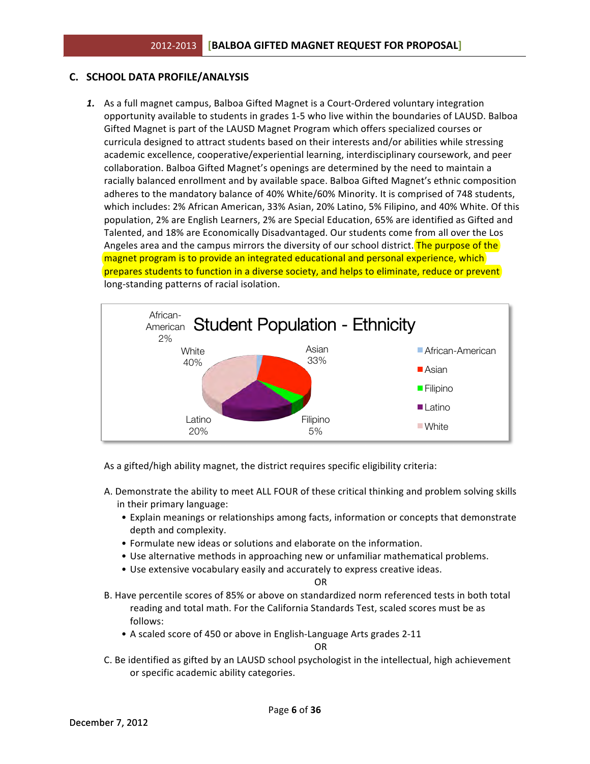## C. SCHOOL DATA PROFILE/ANALYSIS

1. As a full magnet campus, Balboa Gifted Magnet is a Court-Ordered voluntary integration opportunity available to students in grades 1-5 who live within the boundaries of LAUSD. Balboa Gifted Magnet is part of the LAUSD Magnet Program which offers specialized courses or curricula designed to attract students based on their interests and/or abilities while stressing academic excellence, cooperative/experiential learning, interdisciplinary coursework, and peer collaboration. Balboa Gifted Magnet's openings are determined by the need to maintain a racially balanced enrollment and by available space. Balboa Gifted Magnet's ethnic composition adheres to the mandatory balance of 40% White/60% Minority. It is comprised of 748 students, which includes: 2% African American, 33% Asian, 20% Latino, 5% Filipino, and 40% White. Of this population, 2% are English Learners, 2% are Special Education, 65% are identified as Gifted and Talented, and 18% are Economically Disadvantaged. Our students come from all over the Los Angeles area and the campus mirrors the diversity of our school district. The purpose of the magnet program is to provide an integrated educational and personal experience, which prepares students to function in a diverse society, and helps to eliminate, reduce or prevent long-standing patterns of racial isolation.

**Student Population - Ethnicity**

| Ethnicity | Percent |
|---|---|
| African-American | 2% |
| Asian | 33% |
| Filipino | 5% |
| Latino | 20% |
| White | 40% |

As a gifted/high ability magnet, the district requires specific eligibility criteria:

A. Demonstrate the ability to meet ALL FOUR of these critical thinking and problem solving skills in their primary language:
- Explain meanings or relationships among facts, information or concepts that demonstrate depth and complexity.
- Formulate new ideas or solutions and elaborate on the information.
- Use alternative methods in approaching new or unfamiliar mathematical problems.
- Use extensive vocabulary easily and accurately to express creative ideas.

OR

B. Have percentile scores of 85% or above on standardized norm referenced tests in both total reading and total math. For the California Standards Test, scaled scores must be as follows:
- A scaled score of 450 or above in English-Language Arts grades 2-11

OR

C. Be identified as gifted by an LAUSD school psychologist in the intellectual, high achievement or specific academic ability categories.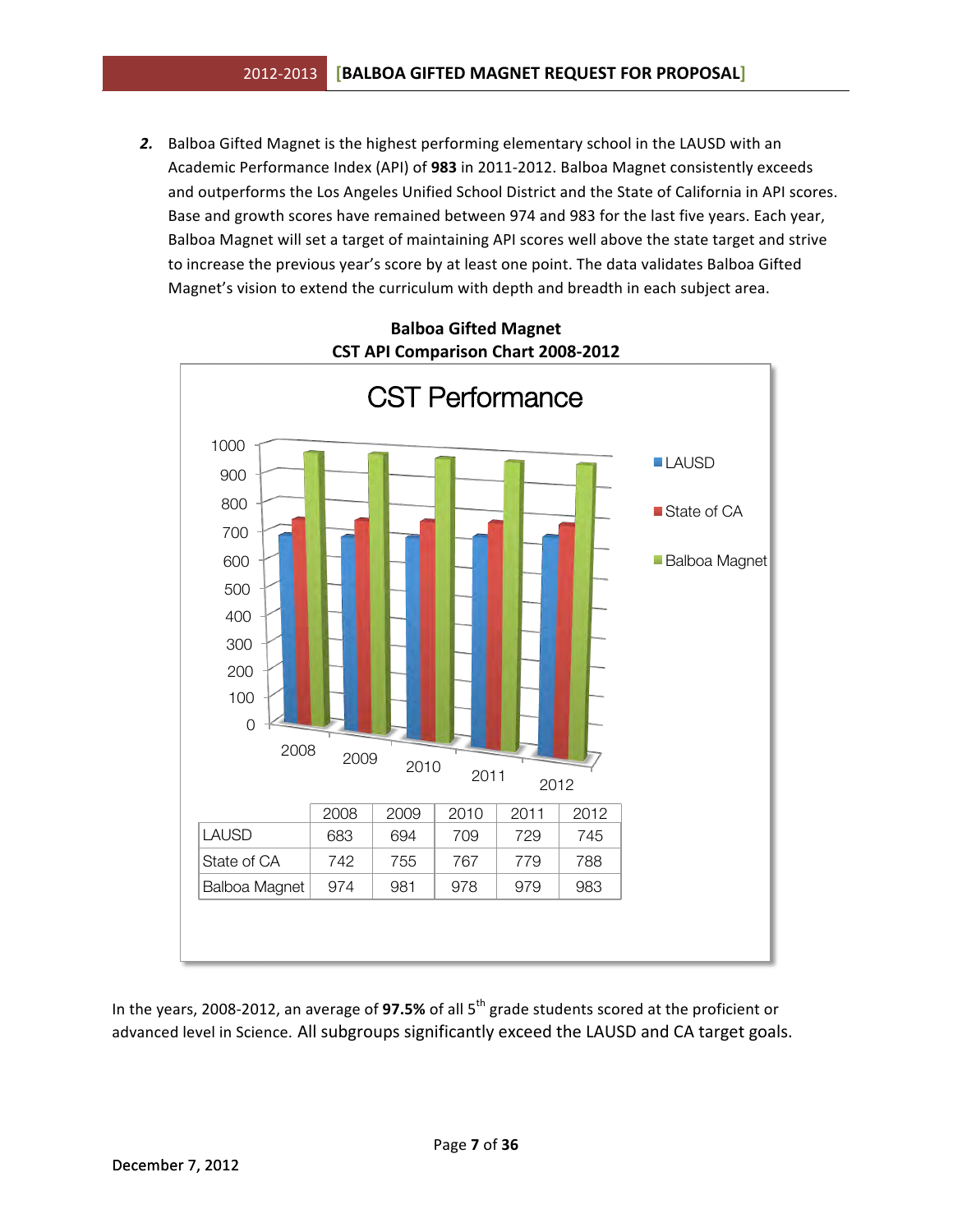2. Balboa Gifted Magnet is the highest performing elementary school in the LAUSD with an Academic Performance Index (API) of **983** in 2011-2012. Balboa Magnet consistently exceeds and outperforms the Los Angeles Unified School District and the State of California in API scores. Base and growth scores have remained between 974 and 983 for the last five years. Each year, Balboa Magnet will set a target of maintaining API scores well above the state target and strive to increase the previous year's score by at least one point. The data validates Balboa Gifted Magnet's vision to extend the curriculum with depth and breadth in each subject area.

**Balboa Gifted Magnet**
**CST API Comparison Chart 2008-2012**

CST Performance

| | 2008 | 2009 | 2010 | 2011 | 2012 |
|---|---|---|---|---|---|
| LAUSD | 683 | 694 | 709 | 729 | 745 |
| State of CA | 742 | 755 | 767 | 779 | 788 |
| Balboa Magnet | 974 | 981 | 978 | 979 | 983 |

In the years, 2008-2012, an average of **97.5%** of all 5th grade students scored at the proficient or advanced level in Science. All subgroups significantly exceed the LAUSD and CA target goals.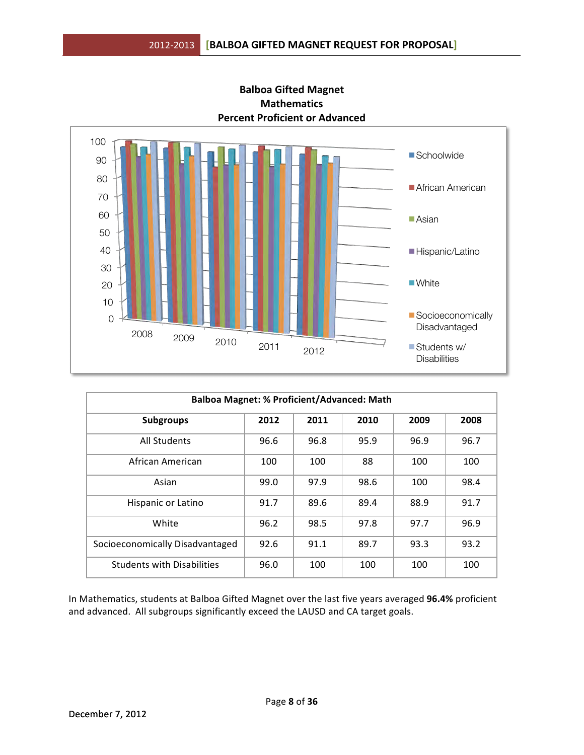**Balboa Gifted Magnet**
**Mathematics**
**Percent Proficient or Advanced**

| Balboa Magnet: % Proficient/Advanced: Math | | | | | |
|---|---|---|---|---|---|
| **Subgroups** | **2012** | **2011** | **2010** | **2009** | **2008** |
| All Students | 96.6 | 96.8 | 95.9 | 96.9 | 96.7 |
| African American | 100 | 100 | 88 | 100 | 100 |
| Asian | 99.0 | 97.9 | 98.6 | 100 | 98.4 |
| Hispanic or Latino | 91.7 | 89.6 | 89.4 | 88.9 | 91.7 |
| White | 96.2 | 98.5 | 97.8 | 97.7 | 96.9 |
| Socioeconomically Disadvantaged | 92.6 | 91.1 | 89.7 | 93.3 | 93.2 |
| Students with Disabilities | 96.0 | 100 | 100 | 100 | 100 |

In Mathematics, students at Balboa Gifted Magnet over the last five years averaged **96.4%** proficient and advanced. All subgroups significantly exceed the LAUSD and CA target goals.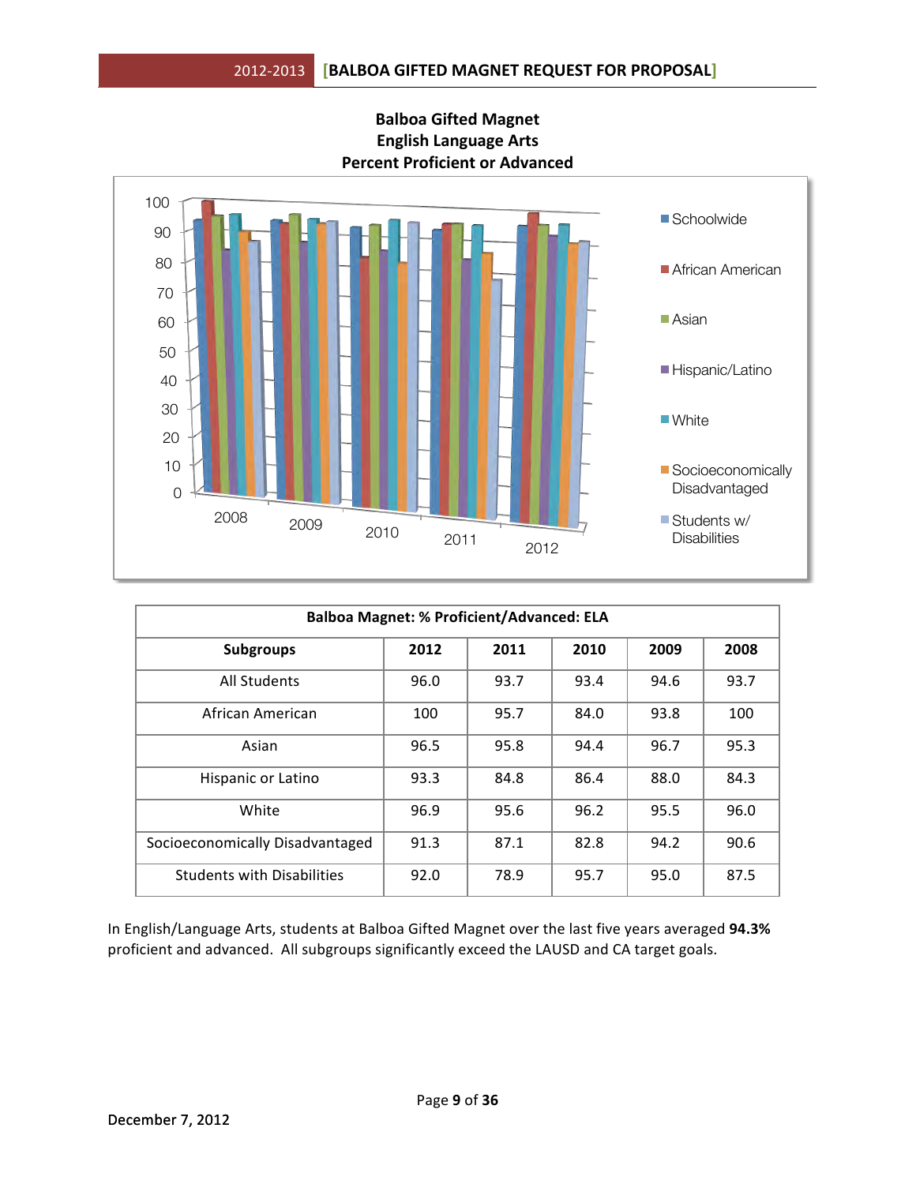**Balboa Gifted Magnet**
**English Language Arts**
**Percent Proficient or Advanced**

| Balboa Magnet: % Proficient/Advanced: ELA | | | | | |
|---|---|---|---|---|---|
| **Subgroups** | **2012** | **2011** | **2010** | **2009** | **2008** |
| All Students | 96.0 | 93.7 | 93.4 | 94.6 | 93.7 |
| African American | 100 | 95.7 | 84.0 | 93.8 | 100 |
| Asian | 96.5 | 95.8 | 94.4 | 96.7 | 95.3 |
| Hispanic or Latino | 93.3 | 84.8 | 86.4 | 88.0 | 84.3 |
| White | 96.9 | 95.6 | 96.2 | 95.5 | 96.0 |
| Socioeconomically Disadvantaged | 91.3 | 87.1 | 82.8 | 94.2 | 90.6 |
| Students with Disabilities | 92.0 | 78.9 | 95.7 | 95.0 | 87.5 |

In English/Language Arts, students at Balboa Gifted Magnet over the last five years averaged **94.3%** proficient and advanced. All subgroups significantly exceed the LAUSD and CA target goals.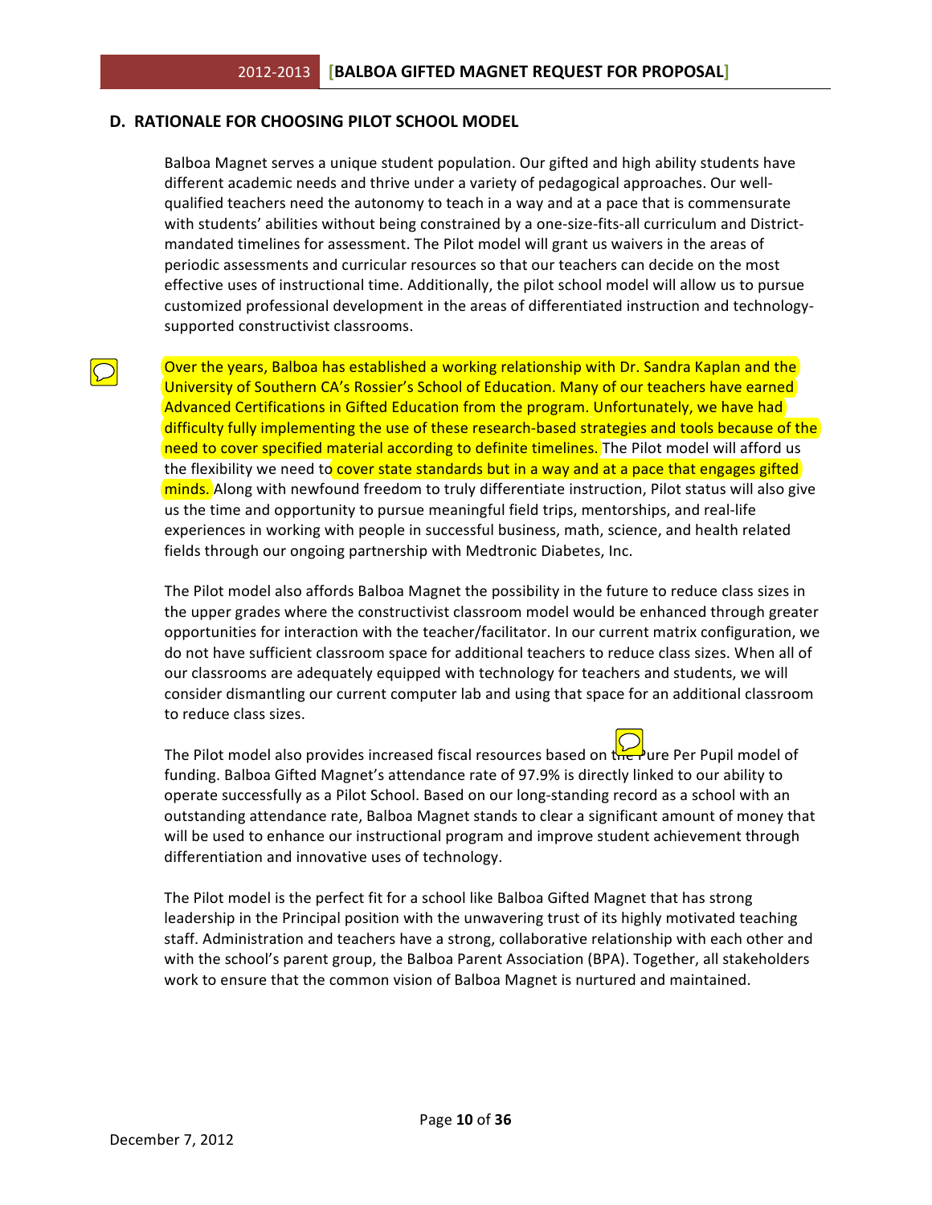## D. RATIONALE FOR CHOOSING PILOT SCHOOL MODEL

Balboa Magnet serves a unique student population. Our gifted and high ability students have different academic needs and thrive under a variety of pedagogical approaches. Our well-qualified teachers need the autonomy to teach in a way and at a pace that is commensurate with students' abilities without being constrained by a one-size-fits-all curriculum and District-mandated timelines for assessment. The Pilot model will grant us waivers in the areas of periodic assessments and curricular resources so that our teachers can decide on the most effective uses of instructional time. Additionally, the pilot school model will allow us to pursue customized professional development in the areas of differentiated instruction and technology-supported constructivist classrooms.

Over the years, Balboa has established a working relationship with Dr. Sandra Kaplan and the University of Southern CA's Rossier's School of Education. Many of our teachers have earned Advanced Certifications in Gifted Education from the program. Unfortunately, we have had difficulty fully implementing the use of these research-based strategies and tools because of the need to cover specified material according to definite timelines. The Pilot model will afford us the flexibility we need to cover state standards but in a way and at a pace that engages gifted minds. Along with newfound freedom to truly differentiate instruction, Pilot status will also give us the time and opportunity to pursue meaningful field trips, mentorships, and real-life experiences in working with people in successful business, math, science, and health related fields through our ongoing partnership with Medtronic Diabetes, Inc.

The Pilot model also affords Balboa Magnet the possibility in the future to reduce class sizes in the upper grades where the constructivist classroom model would be enhanced through greater opportunities for interaction with the teacher/facilitator. In our current matrix configuration, we do not have sufficient classroom space for additional teachers to reduce class sizes. When all of our classrooms are adequately equipped with technology for teachers and students, we will consider dismantling our current computer lab and using that space for an additional classroom to reduce class sizes.

The Pilot model also provides increased fiscal resources based on the Pure Per Pupil model of funding. Balboa Gifted Magnet's attendance rate of 97.9% is directly linked to our ability to operate successfully as a Pilot School. Based on our long-standing record as a school with an outstanding attendance rate, Balboa Magnet stands to clear a significant amount of money that will be used to enhance our instructional program and improve student achievement through differentiation and innovative uses of technology.

The Pilot model is the perfect fit for a school like Balboa Gifted Magnet that has strong leadership in the Principal position with the unwavering trust of its highly motivated teaching staff. Administration and teachers have a strong, collaborative relationship with each other and with the school's parent group, the Balboa Parent Association (BPA). Together, all stakeholders work to ensure that the common vision of Balboa Magnet is nurtured and maintained.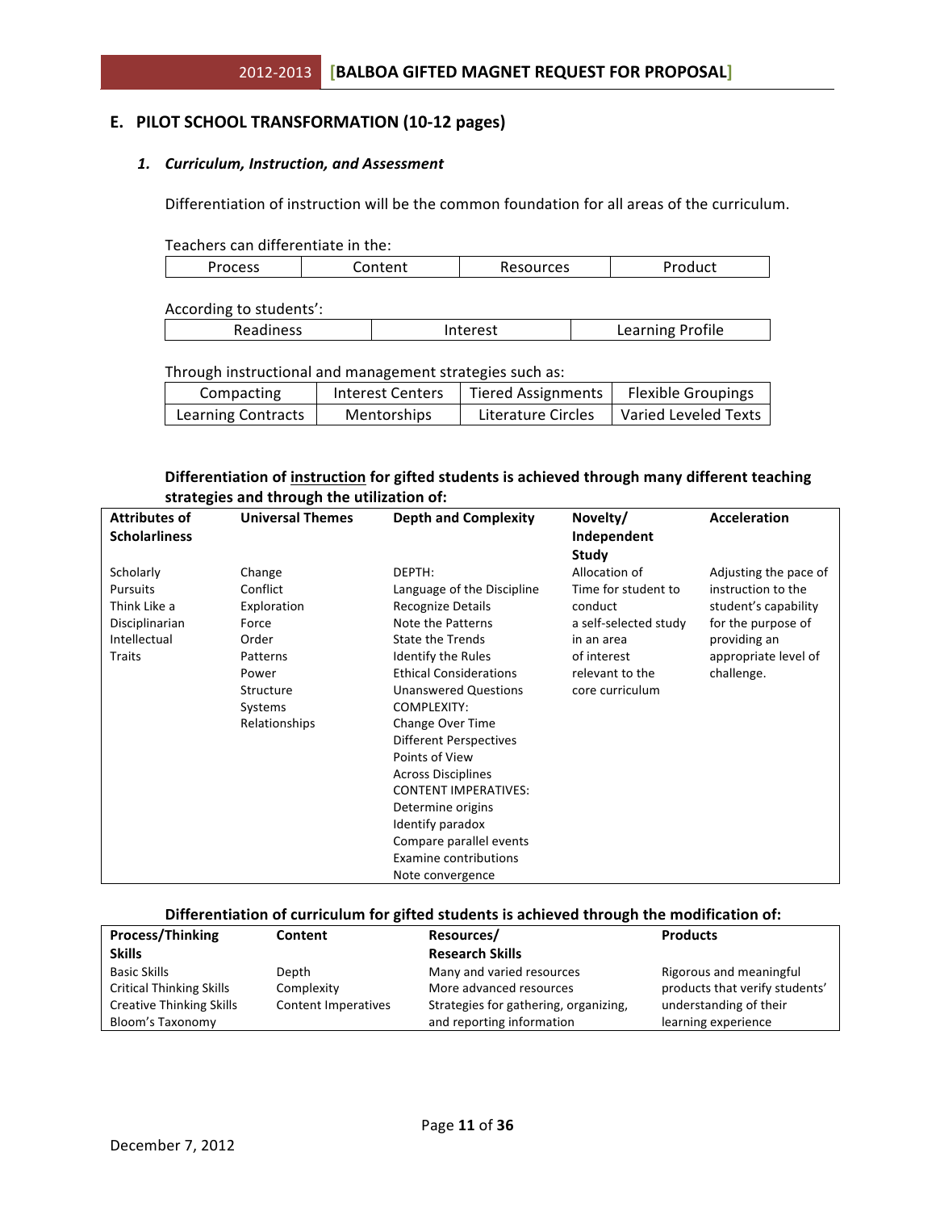## E. PILOT SCHOOL TRANSFORMATION (10-12 pages)

### *1. Curriculum, Instruction, and Assessment*

Differentiation of instruction will be the common foundation for all areas of the curriculum.

Teachers can differentiate in the:

| Process | Content | Resources | Product |
|---|---|---|---|

According to students':

| Readiness | Interest | Learning Profile |
|---|---|---|

Through instructional and management strategies such as:

| Compacting | Interest Centers | Tiered Assignments | Flexible Groupings |
|---|---|---|---|
| Learning Contracts | Mentorships | Literature Circles | Varied Leveled Texts |

**Differentiation of <u>instruction</u> for gifted students is achieved through many different teaching strategies and through the utilization of:**

| Attributes of Scholarliness | Universal Themes | Depth and Complexity | Novelty/ Independent Study | Acceleration |
|---|---|---|---|---|
| Scholarly Pursuits<br>Think Like a Disciplinarian<br>Intellectual Traits | Change<br>Conflict<br>Exploration<br>Force<br>Order<br>Patterns<br>Power<br>Structure<br>Systems<br>Relationships | DEPTH:<br>Language of the Discipline<br>Recognize Details<br>Note the Patterns<br>State the Trends<br>Identify the Rules<br>Ethical Considerations<br>Unanswered Questions<br>COMPLEXITY:<br>Change Over Time<br>Different Perspectives<br>Points of View<br>Across Disciplines<br>CONTENT IMPERATIVES:<br>Determine origins<br>Identify paradox<br>Compare parallel events<br>Examine contributions<br>Note convergence | Allocation of Time for student to conduct a self-selected study in an area of interest relevant to the core curriculum | Adjusting the pace of instruction to the student's capability for the purpose of providing an appropriate level of challenge. |

**Differentiation of curriculum for gifted students is achieved through the modification of:**

| Process/Thinking Skills | Content | Resources/ Research Skills | Products |
|---|---|---|---|
| Basic Skills<br>Critical Thinking Skills<br>Creative Thinking Skills<br>Bloom's Taxonomy | Depth<br>Complexity<br>Content Imperatives | Many and varied resources<br>More advanced resources<br>Strategies for gathering, organizing, and reporting information | Rigorous and meaningful products that verify students' understanding of their learning experience |

December 7, 2012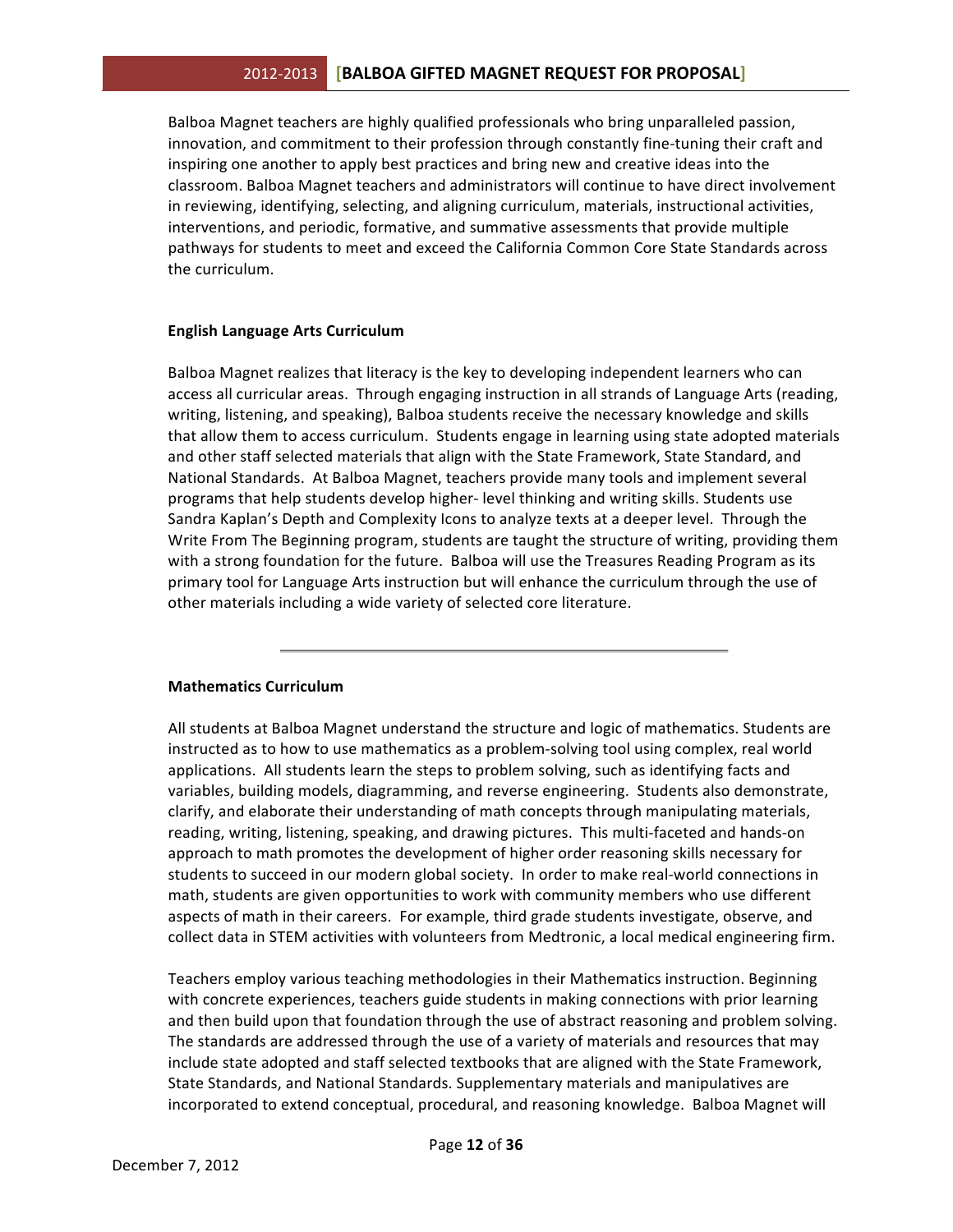Balboa Magnet teachers are highly qualified professionals who bring unparalleled passion, innovation, and commitment to their profession through constantly fine-tuning their craft and inspiring one another to apply best practices and bring new and creative ideas into the classroom. Balboa Magnet teachers and administrators will continue to have direct involvement in reviewing, identifying, selecting, and aligning curriculum, materials, instructional activities, interventions, and periodic, formative, and summative assessments that provide multiple pathways for students to meet and exceed the California Common Core State Standards across the curriculum.

**English Language Arts Curriculum**

Balboa Magnet realizes that literacy is the key to developing independent learners who can access all curricular areas. Through engaging instruction in all strands of Language Arts (reading, writing, listening, and speaking), Balboa students receive the necessary knowledge and skills that allow them to access curriculum. Students engage in learning using state adopted materials and other staff selected materials that align with the State Framework, State Standard, and National Standards. At Balboa Magnet, teachers provide many tools and implement several programs that help students develop higher- level thinking and writing skills. Students use Sandra Kaplan's Depth and Complexity Icons to analyze texts at a deeper level. Through the Write From The Beginning program, students are taught the structure of writing, providing them with a strong foundation for the future. Balboa will use the Treasures Reading Program as its primary tool for Language Arts instruction but will enhance the curriculum through the use of other materials including a wide variety of selected core literature.

---

**Mathematics Curriculum**

All students at Balboa Magnet understand the structure and logic of mathematics. Students are instructed as to how to use mathematics as a problem-solving tool using complex, real world applications. All students learn the steps to problem solving, such as identifying facts and variables, building models, diagramming, and reverse engineering. Students also demonstrate, clarify, and elaborate their understanding of math concepts through manipulating materials, reading, writing, listening, speaking, and drawing pictures. This multi-faceted and hands-on approach to math promotes the development of higher order reasoning skills necessary for students to succeed in our modern global society. In order to make real-world connections in math, students are given opportunities to work with community members who use different aspects of math in their careers. For example, third grade students investigate, observe, and collect data in STEM activities with volunteers from Medtronic, a local medical engineering firm.

Teachers employ various teaching methodologies in their Mathematics instruction. Beginning with concrete experiences, teachers guide students in making connections with prior learning and then build upon that foundation through the use of abstract reasoning and problem solving. The standards are addressed through the use of a variety of materials and resources that may include state adopted and staff selected textbooks that are aligned with the State Framework, State Standards, and National Standards. Supplementary materials and manipulatives are incorporated to extend conceptual, procedural, and reasoning knowledge. Balboa Magnet will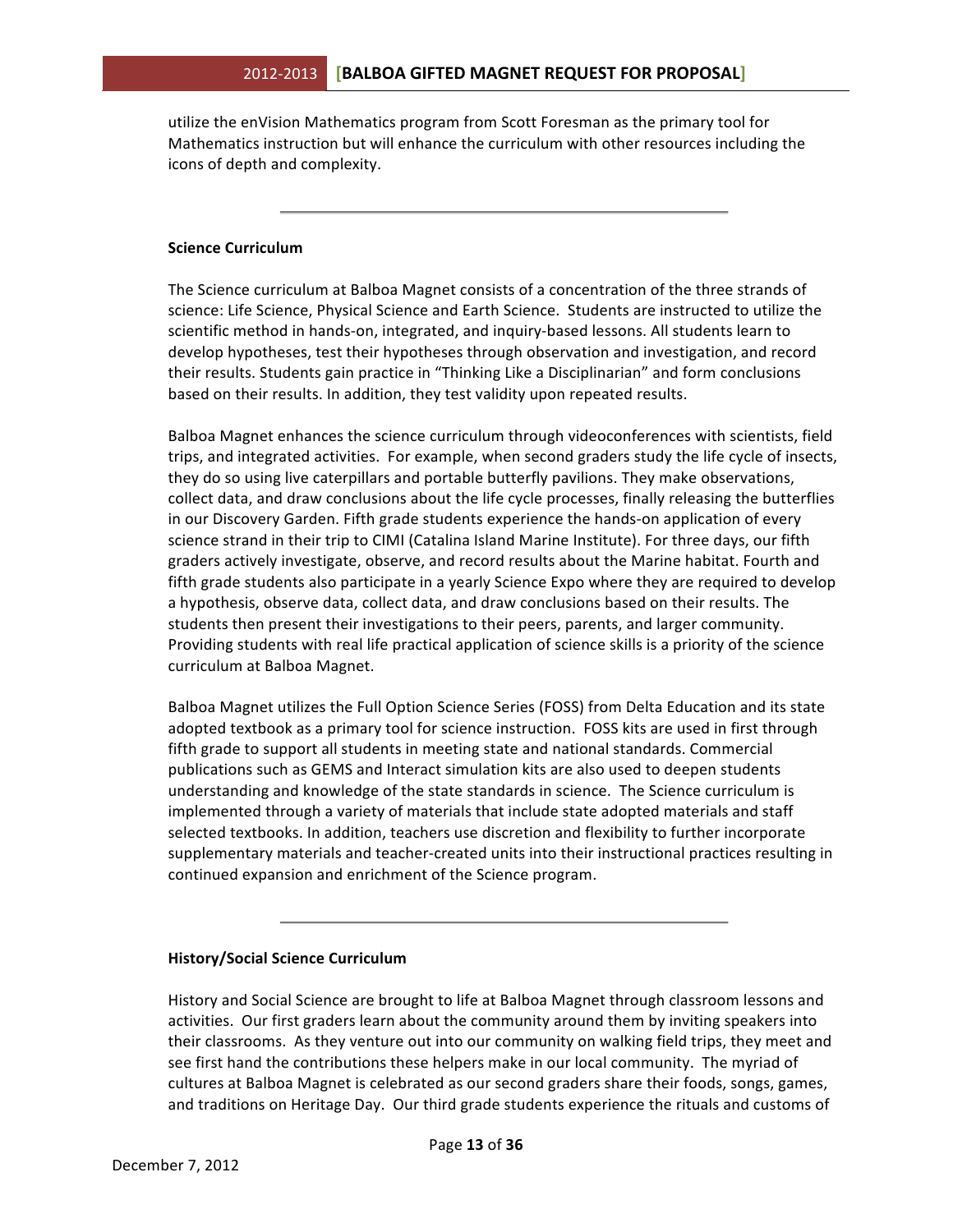utilize the enVision Mathematics program from Scott Foresman as the primary tool for Mathematics instruction but will enhance the curriculum with other resources including the icons of depth and complexity.

---

**Science Curriculum**

The Science curriculum at Balboa Magnet consists of a concentration of the three strands of science: Life Science, Physical Science and Earth Science. Students are instructed to utilize the scientific method in hands-on, integrated, and inquiry-based lessons. All students learn to develop hypotheses, test their hypotheses through observation and investigation, and record their results. Students gain practice in "Thinking Like a Disciplinarian" and form conclusions based on their results. In addition, they test validity upon repeated results.

Balboa Magnet enhances the science curriculum through videoconferences with scientists, field trips, and integrated activities. For example, when second graders study the life cycle of insects, they do so using live caterpillars and portable butterfly pavilions. They make observations, collect data, and draw conclusions about the life cycle processes, finally releasing the butterflies in our Discovery Garden. Fifth grade students experience the hands-on application of every science strand in their trip to CIMI (Catalina Island Marine Institute). For three days, our fifth graders actively investigate, observe, and record results about the Marine habitat. Fourth and fifth grade students also participate in a yearly Science Expo where they are required to develop a hypothesis, observe data, collect data, and draw conclusions based on their results. The students then present their investigations to their peers, parents, and larger community. Providing students with real life practical application of science skills is a priority of the science curriculum at Balboa Magnet.

Balboa Magnet utilizes the Full Option Science Series (FOSS) from Delta Education and its state adopted textbook as a primary tool for science instruction. FOSS kits are used in first through fifth grade to support all students in meeting state and national standards. Commercial publications such as GEMS and Interact simulation kits are also used to deepen students understanding and knowledge of the state standards in science. The Science curriculum is implemented through a variety of materials that include state adopted materials and staff selected textbooks. In addition, teachers use discretion and flexibility to further incorporate supplementary materials and teacher-created units into their instructional practices resulting in continued expansion and enrichment of the Science program.

---

**History/Social Science Curriculum**

History and Social Science are brought to life at Balboa Magnet through classroom lessons and activities. Our first graders learn about the community around them by inviting speakers into their classrooms. As they venture out into our community on walking field trips, they meet and see first hand the contributions these helpers make in our local community. The myriad of cultures at Balboa Magnet is celebrated as our second graders share their foods, songs, games, and traditions on Heritage Day. Our third grade students experience the rituals and customs of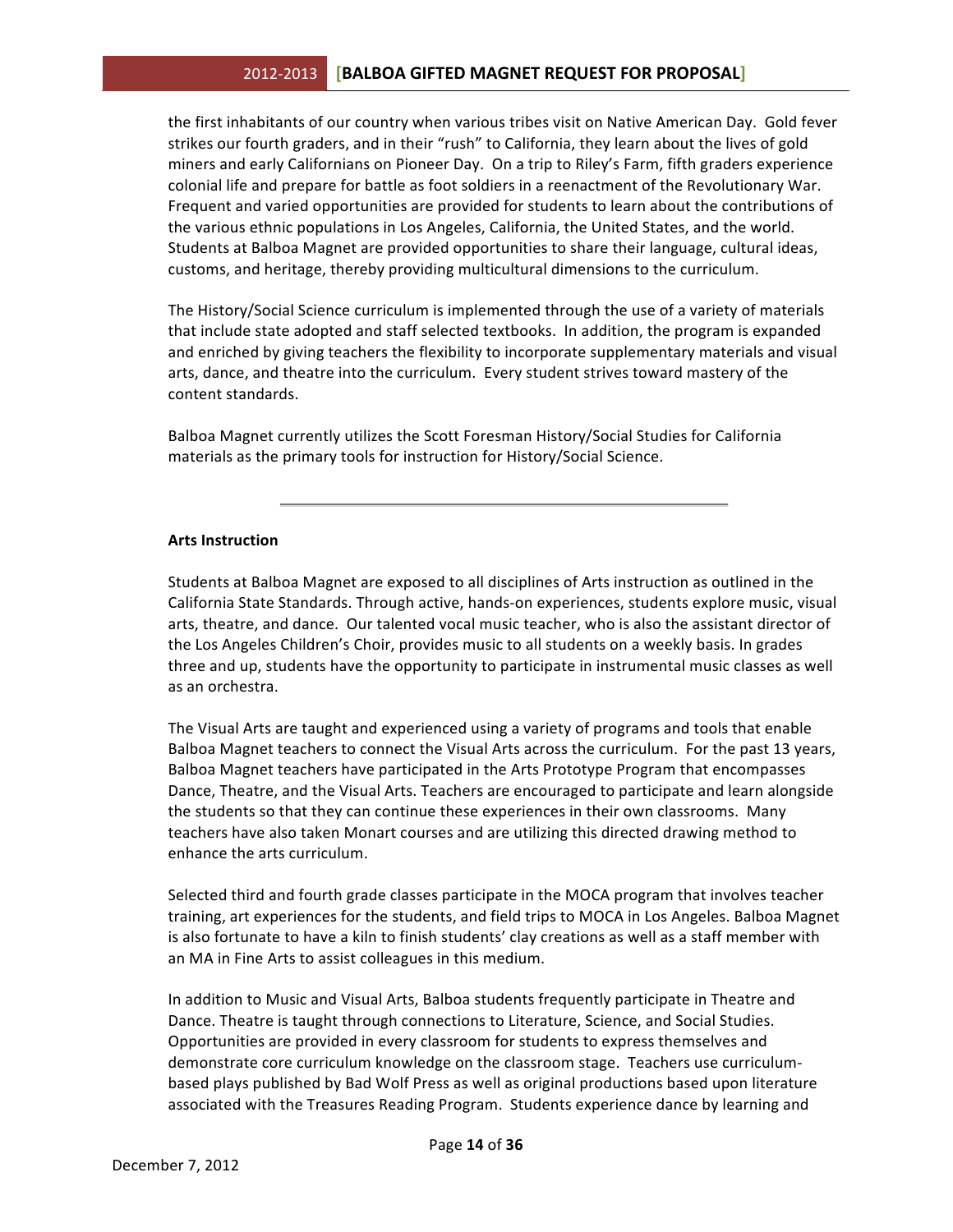the first inhabitants of our country when various tribes visit on Native American Day. Gold fever strikes our fourth graders, and in their "rush" to California, they learn about the lives of gold miners and early Californians on Pioneer Day. On a trip to Riley's Farm, fifth graders experience colonial life and prepare for battle as foot soldiers in a reenactment of the Revolutionary War. Frequent and varied opportunities are provided for students to learn about the contributions of the various ethnic populations in Los Angeles, California, the United States, and the world. Students at Balboa Magnet are provided opportunities to share their language, cultural ideas, customs, and heritage, thereby providing multicultural dimensions to the curriculum.

The History/Social Science curriculum is implemented through the use of a variety of materials that include state adopted and staff selected textbooks. In addition, the program is expanded and enriched by giving teachers the flexibility to incorporate supplementary materials and visual arts, dance, and theatre into the curriculum. Every student strives toward mastery of the content standards.

Balboa Magnet currently utilizes the Scott Foresman History/Social Studies for California materials as the primary tools for instruction for History/Social Science.

---

**Arts Instruction**

Students at Balboa Magnet are exposed to all disciplines of Arts instruction as outlined in the California State Standards. Through active, hands-on experiences, students explore music, visual arts, theatre, and dance. Our talented vocal music teacher, who is also the assistant director of the Los Angeles Children's Choir, provides music to all students on a weekly basis. In grades three and up, students have the opportunity to participate in instrumental music classes as well as an orchestra.

The Visual Arts are taught and experienced using a variety of programs and tools that enable Balboa Magnet teachers to connect the Visual Arts across the curriculum. For the past 13 years, Balboa Magnet teachers have participated in the Arts Prototype Program that encompasses Dance, Theatre, and the Visual Arts. Teachers are encouraged to participate and learn alongside the students so that they can continue these experiences in their own classrooms. Many teachers have also taken Monart courses and are utilizing this directed drawing method to enhance the arts curriculum.

Selected third and fourth grade classes participate in the MOCA program that involves teacher training, art experiences for the students, and field trips to MOCA in Los Angeles. Balboa Magnet is also fortunate to have a kiln to finish students' clay creations as well as a staff member with an MA in Fine Arts to assist colleagues in this medium.

In addition to Music and Visual Arts, Balboa students frequently participate in Theatre and Dance. Theatre is taught through connections to Literature, Science, and Social Studies. Opportunities are provided in every classroom for students to express themselves and demonstrate core curriculum knowledge on the classroom stage. Teachers use curriculum-based plays published by Bad Wolf Press as well as original productions based upon literature associated with the Treasures Reading Program. Students experience dance by learning and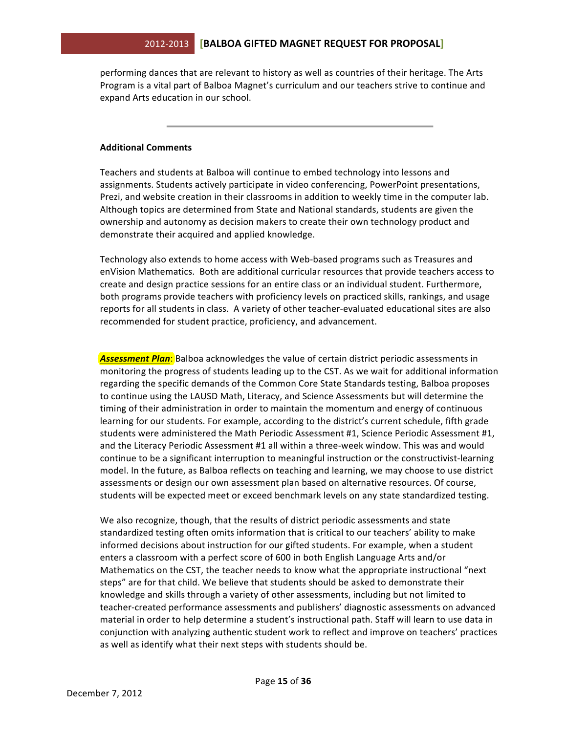performing dances that are relevant to history as well as countries of their heritage. The Arts Program is a vital part of Balboa Magnet's curriculum and our teachers strive to continue and expand Arts education in our school.

---

**Additional Comments**

Teachers and students at Balboa will continue to embed technology into lessons and assignments. Students actively participate in video conferencing, PowerPoint presentations, Prezi, and website creation in their classrooms in addition to weekly time in the computer lab. Although topics are determined from State and National standards, students are given the ownership and autonomy as decision makers to create their own technology product and demonstrate their acquired and applied knowledge.

Technology also extends to home access with Web-based programs such as Treasures and enVision Mathematics. Both are additional curricular resources that provide teachers access to create and design practice sessions for an entire class or an individual student. Furthermore, both programs provide teachers with proficiency levels on practiced skills, rankings, and usage reports for all students in class. A variety of other teacher-evaluated educational sites are also recommended for student practice, proficiency, and advancement.

***Assessment Plan***: Balboa acknowledges the value of certain district periodic assessments in monitoring the progress of students leading up to the CST. As we wait for additional information regarding the specific demands of the Common Core State Standards testing, Balboa proposes to continue using the LAUSD Math, Literacy, and Science Assessments but will determine the timing of their administration in order to maintain the momentum and energy of continuous learning for our students. For example, according to the district's current schedule, fifth grade students were administered the Math Periodic Assessment #1, Science Periodic Assessment #1, and the Literacy Periodic Assessment #1 all within a three-week window. This was and would continue to be a significant interruption to meaningful instruction or the constructivist-learning model. In the future, as Balboa reflects on teaching and learning, we may choose to use district assessments or design our own assessment plan based on alternative resources. Of course, students will be expected meet or exceed benchmark levels on any state standardized testing.

We also recognize, though, that the results of district periodic assessments and state standardized testing often omits information that is critical to our teachers' ability to make informed decisions about instruction for our gifted students. For example, when a student enters a classroom with a perfect score of 600 in both English Language Arts and/or Mathematics on the CST, the teacher needs to know what the appropriate instructional "next steps" are for that child. We believe that students should be asked to demonstrate their knowledge and skills through a variety of other assessments, including but not limited to teacher-created performance assessments and publishers' diagnostic assessments on advanced material in order to help determine a student's instructional path. Staff will learn to use data in conjunction with analyzing authentic student work to reflect and improve on teachers' practices as well as identify what their next steps with students should be.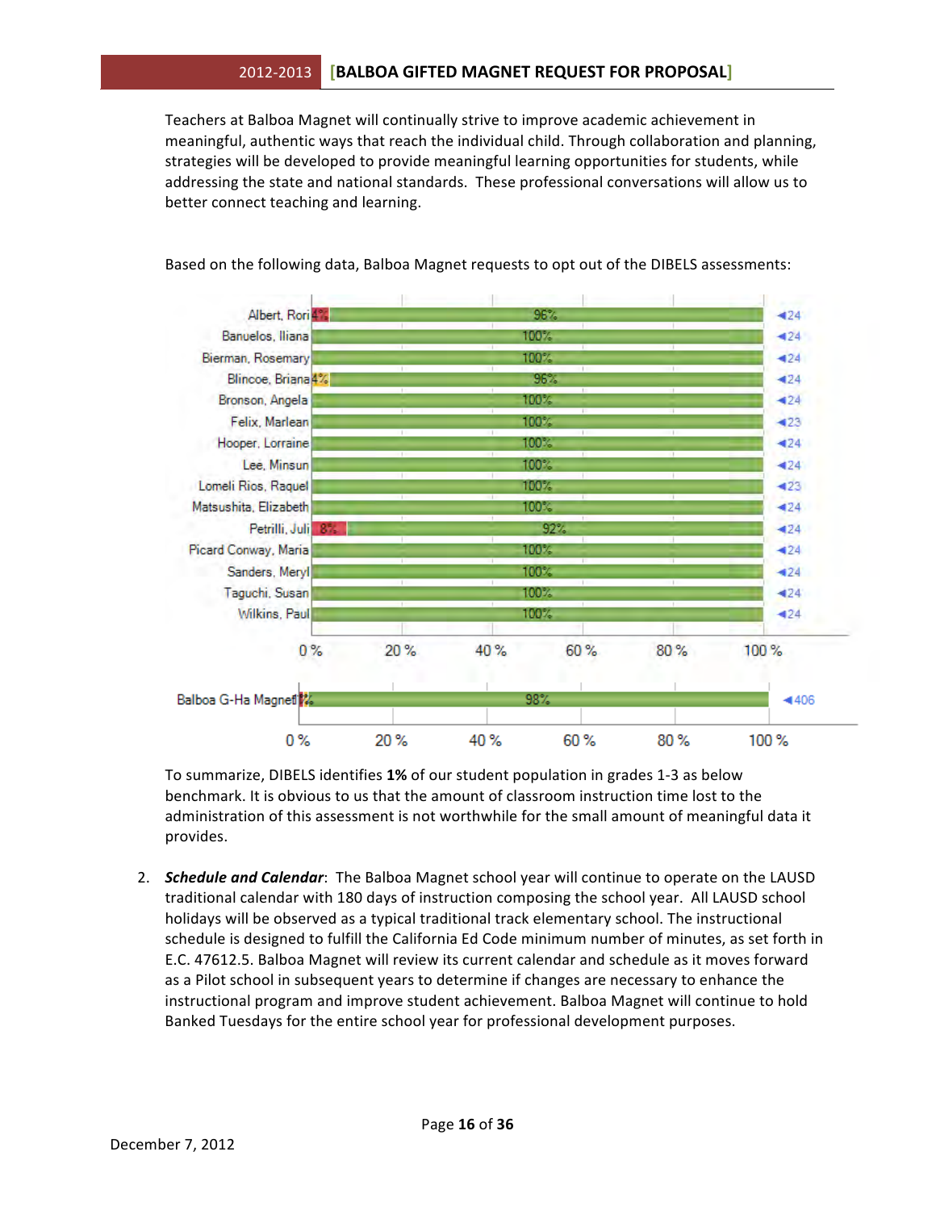Teachers at Balboa Magnet will continually strive to improve academic achievement in meaningful, authentic ways that reach the individual child. Through collaboration and planning, strategies will be developed to provide meaningful learning opportunities for students, while addressing the state and national standards. These professional conversations will allow us to better connect teaching and learning.

Based on the following data, Balboa Magnet requests to opt out of the DIBELS assessments:

| Teacher | Below benchmark | At benchmark | Students |
|---|---|---|---|
| Albert, Rori | 4% | 96% | 24 |
| Banuelos, Iliana | | 100% | 24 |
| Bierman, Rosemary | | 100% | 24 |
| Blincoe, Briana | 4% | 96% | 24 |
| Bronson, Angela | | 100% | 24 |
| Felix, Marlean | | 100% | 23 |
| Hooper, Lorraine | | 100% | 24 |
| Lee, Minsun | | 100% | 24 |
| Lomeli Rios, Raquel | | 100% | 23 |
| Matsushita, Elizabeth | | 100% | 24 |
| Petrilli, Juli | 8% | 92% | 24 |
| Picard Conway, Maria | | 100% | 24 |
| Sanders, Meryl | | 100% | 24 |
| Taguchi, Susan | | 100% | 24 |
| Wilkins, Paul | | 100% | 24 |
| Balboa G-Ha Magnet | 1% | 98% | 406 |

To summarize, DIBELS identifies **1%** of our student population in grades 1-3 as below benchmark. It is obvious to us that the amount of classroom instruction time lost to the administration of this assessment is not worthwhile for the small amount of meaningful data it provides.

2. ***Schedule and Calendar***: The Balboa Magnet school year will continue to operate on the LAUSD traditional calendar with 180 days of instruction composing the school year. All LAUSD school holidays will be observed as a typical traditional track elementary school. The instructional schedule is designed to fulfill the California Ed Code minimum number of minutes, as set forth in E.C. 47612.5. Balboa Magnet will review its current calendar and schedule as it moves forward as a Pilot school in subsequent years to determine if changes are necessary to enhance the instructional program and improve student achievement. Balboa Magnet will continue to hold Banked Tuesdays for the entire school year for professional development purposes.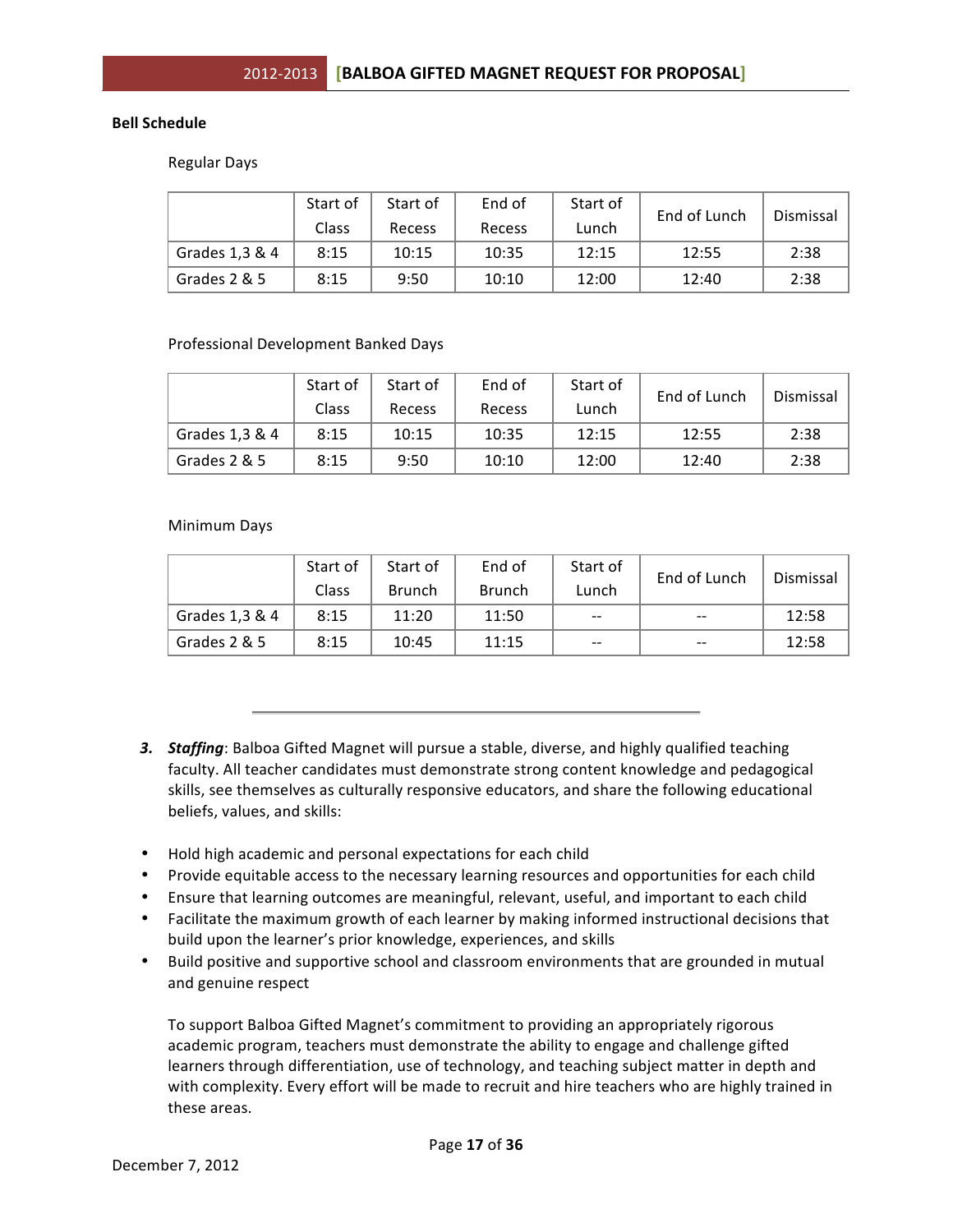**Bell Schedule**

Regular Days

| | Start of Class | Start of Recess | End of Recess | Start of Lunch | End of Lunch | Dismissal |
|---|---|---|---|---|---|---|
| Grades 1,3 & 4 | 8:15 | 10:15 | 10:35 | 12:15 | 12:55 | 2:38 |
| Grades 2 & 5 | 8:15 | 9:50 | 10:10 | 12:00 | 12:40 | 2:38 |

Professional Development Banked Days

| | Start of Class | Start of Recess | End of Recess | Start of Lunch | End of Lunch | Dismissal |
|---|---|---|---|---|---|---|
| Grades 1,3 & 4 | 8:15 | 10:15 | 10:35 | 12:15 | 12:55 | 2:38 |
| Grades 2 & 5 | 8:15 | 9:50 | 10:10 | 12:00 | 12:40 | 2:38 |

Minimum Days

| | Start of Class | Start of Brunch | End of Brunch | Start of Lunch | End of Lunch | Dismissal |
|---|---|---|---|---|---|---|
| Grades 1,3 & 4 | 8:15 | 11:20 | 11:50 | -- | -- | 12:58 |
| Grades 2 & 5 | 8:15 | 10:45 | 11:15 | -- | -- | 12:58 |

---

3. ***Staffing***: Balboa Gifted Magnet will pursue a stable, diverse, and highly qualified teaching faculty. All teacher candidates must demonstrate strong content knowledge and pedagogical skills, see themselves as culturally responsive educators, and share the following educational beliefs, values, and skills:

- Hold high academic and personal expectations for each child
- Provide equitable access to the necessary learning resources and opportunities for each child
- Ensure that learning outcomes are meaningful, relevant, useful, and important to each child
- Facilitate the maximum growth of each learner by making informed instructional decisions that build upon the learner's prior knowledge, experiences, and skills
- Build positive and supportive school and classroom environments that are grounded in mutual and genuine respect

To support Balboa Gifted Magnet's commitment to providing an appropriately rigorous academic program, teachers must demonstrate the ability to engage and challenge gifted learners through differentiation, use of technology, and teaching subject matter in depth and with complexity. Every effort will be made to recruit and hire teachers who are highly trained in these areas.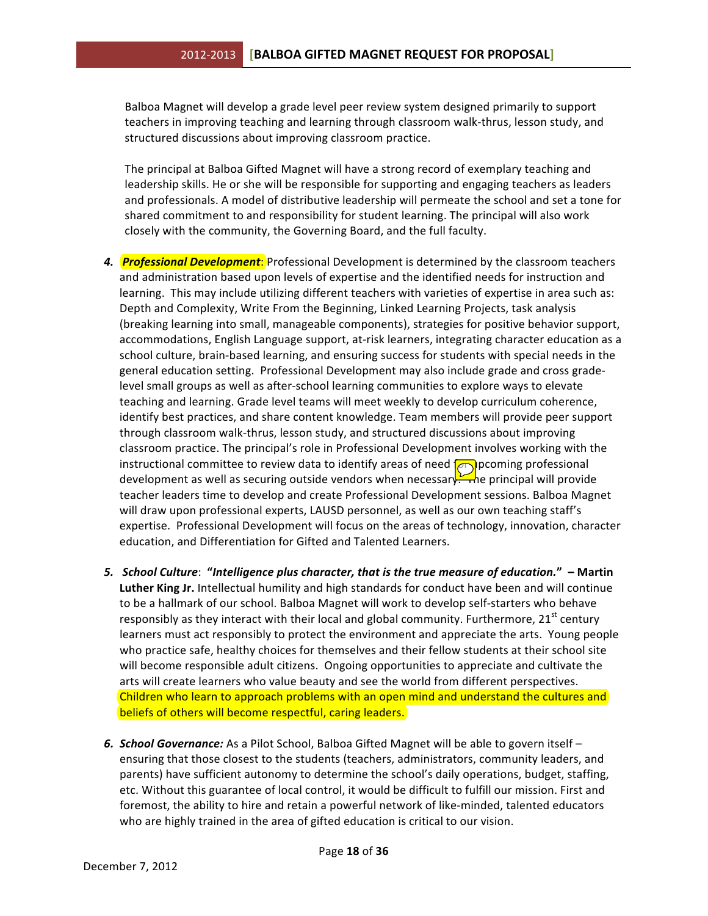Balboa Magnet will develop a grade level peer review system designed primarily to support teachers in improving teaching and learning through classroom walk-thrus, lesson study, and structured discussions about improving classroom practice.

The principal at Balboa Gifted Magnet will have a strong record of exemplary teaching and leadership skills. He or she will be responsible for supporting and engaging teachers as leaders and professionals. A model of distributive leadership will permeate the school and set a tone for shared commitment to and responsibility for student learning. The principal will also work closely with the community, the Governing Board, and the full faculty.

4. ***Professional Development***: Professional Development is determined by the classroom teachers and administration based upon levels of expertise and the identified needs for instruction and learning. This may include utilizing different teachers with varieties of expertise in area such as: Depth and Complexity, Write From the Beginning, Linked Learning Projects, task analysis (breaking learning into small, manageable components), strategies for positive behavior support, accommodations, English Language support, at-risk learners, integrating character education as a school culture, brain-based learning, and ensuring success for students with special needs in the general education setting. Professional Development may also include grade and cross grade-level small groups as well as after-school learning communities to explore ways to elevate teaching and learning. Grade level teams will meet weekly to develop curriculum coherence, identify best practices, and share content knowledge. Team members will provide peer support through classroom walk-thrus, lesson study, and structured discussions about improving classroom practice. The principal's role in Professional Development involves working with the instructional committee to review data to identify areas of need for upcoming professional development as well as securing outside vendors when necessary. The principal will provide teacher leaders time to develop and create Professional Development sessions. Balboa Magnet will draw upon professional experts, LAUSD personnel, as well as our own teaching staff's expertise. Professional Development will focus on the areas of technology, innovation, character education, and Differentiation for Gifted and Talented Learners.

5. ***School Culture***: **"*Intelligence plus character, that is the true measure of education.*" – Martin Luther King Jr.** Intellectual humility and high standards for conduct have been and will continue to be a hallmark of our school. Balboa Magnet will work to develop self-starters who behave responsibly as they interact with their local and global community. Furthermore, 21st century learners must act responsibly to protect the environment and appreciate the arts. Young people who practice safe, healthy choices for themselves and their fellow students at their school site will become responsible adult citizens. Ongoing opportunities to appreciate and cultivate the arts will create learners who value beauty and see the world from different perspectives. Children who learn to approach problems with an open mind and understand the cultures and beliefs of others will become respectful, caring leaders.

6. ***School Governance:*** As a Pilot School, Balboa Gifted Magnet will be able to govern itself – ensuring that those closest to the students (teachers, administrators, community leaders, and parents) have sufficient autonomy to determine the school's daily operations, budget, staffing, etc. Without this guarantee of local control, it would be difficult to fulfill our mission. First and foremost, the ability to hire and retain a powerful network of like-minded, talented educators who are highly trained in the area of gifted education is critical to our vision.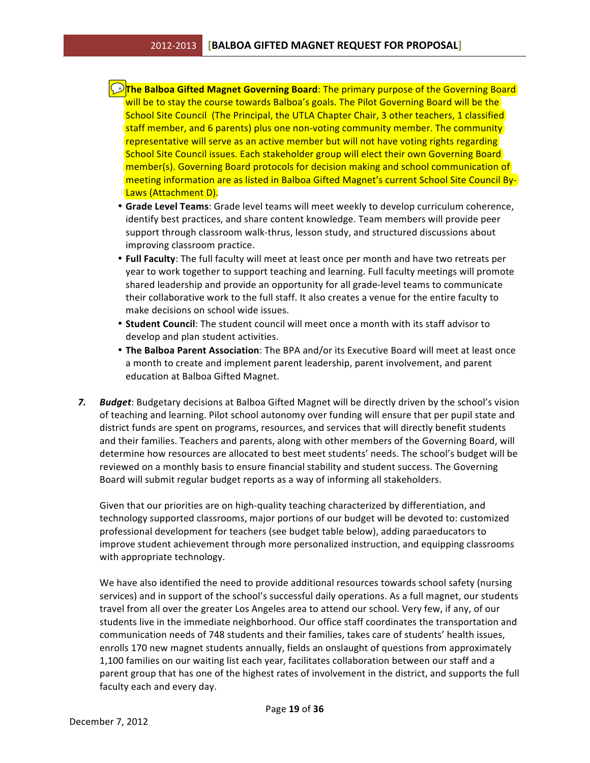- **The Balboa Gifted Magnet Governing Board**: The primary purpose of the Governing Board will be to stay the course towards Balboa's goals. The Pilot Governing Board will be the School Site Council (The Principal, the UTLA Chapter Chair, 3 other teachers, 1 classified staff member, and 6 parents) plus one non-voting community member. The community representative will serve as an active member but will not have voting rights regarding School Site Council issues. Each stakeholder group will elect their own Governing Board member(s). Governing Board protocols for decision making and school communication of meeting information are as listed in Balboa Gifted Magnet's current School Site Council By-Laws (Attachment D).
- **Grade Level Teams**: Grade level teams will meet weekly to develop curriculum coherence, identify best practices, and share content knowledge. Team members will provide peer support through classroom walk-thrus, lesson study, and structured discussions about improving classroom practice.
- **Full Faculty**: The full faculty will meet at least once per month and have two retreats per year to work together to support teaching and learning. Full faculty meetings will promote shared leadership and provide an opportunity for all grade-level teams to communicate their collaborative work to the full staff. It also creates a venue for the entire faculty to make decisions on school wide issues.
- **Student Council**: The student council will meet once a month with its staff advisor to develop and plan student activities.
- **The Balboa Parent Association**: The BPA and/or its Executive Board will meet at least once a month to create and implement parent leadership, parent involvement, and parent education at Balboa Gifted Magnet.

7. ***Budget***: Budgetary decisions at Balboa Gifted Magnet will be directly driven by the school's vision of teaching and learning. Pilot school autonomy over funding will ensure that per pupil state and district funds are spent on programs, resources, and services that will directly benefit students and their families. Teachers and parents, along with other members of the Governing Board, will determine how resources are allocated to best meet students' needs. The school's budget will be reviewed on a monthly basis to ensure financial stability and student success. The Governing Board will submit regular budget reports as a way of informing all stakeholders.

   Given that our priorities are on high-quality teaching characterized by differentiation, and technology supported classrooms, major portions of our budget will be devoted to: customized professional development for teachers (see budget table below), adding paraeducators to improve student achievement through more personalized instruction, and equipping classrooms with appropriate technology.

   We have also identified the need to provide additional resources towards school safety (nursing services) and in support of the school's successful daily operations. As a full magnet, our students travel from all over the greater Los Angeles area to attend our school. Very few, if any, of our students live in the immediate neighborhood. Our office staff coordinates the transportation and communication needs of 748 students and their families, takes care of students' health issues, enrolls 170 new magnet students annually, fields an onslaught of questions from approximately 1,100 families on our waiting list each year, facilitates collaboration between our staff and a parent group that has one of the highest rates of involvement in the district, and supports the full faculty each and every day.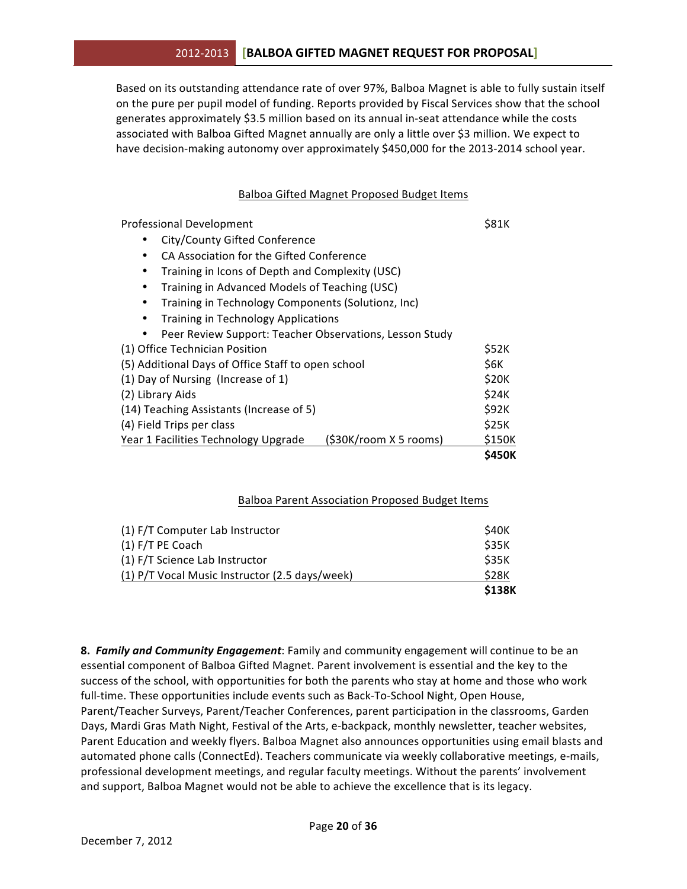Based on its outstanding attendance rate of over 97%, Balboa Magnet is able to fully sustain itself on the pure per pupil model of funding. Reports provided by Fiscal Services show that the school generates approximately $3.5 million based on its annual in-seat attendance while the costs associated with Balboa Gifted Magnet annually are only a little over $3 million. We expect to have decision-making autonomy over approximately $450,000 for the 2013-2014 school year.

<u>Balboa Gifted Magnet Proposed Budget Items</u>

| Item | Amount |
|---|---|
| Professional Development<br>• City/County Gifted Conference<br>• CA Association for the Gifted Conference<br>• Training in Icons of Depth and Complexity (USC)<br>• Training in Advanced Models of Teaching (USC)<br>• Training in Technology Components (Solutionz, Inc)<br>• Training in Technology Applications<br>• Peer Review Support: Teacher Observations, Lesson Study | $81K |
| (1) Office Technician Position | $52K |
| (5) Additional Days of Office Staff to open school | $6K |
| (1) Day of Nursing (Increase of 1) | $20K |
| (2) Library Aids | $24K |
| (14) Teaching Assistants (Increase of 5) | $92K |
| (4) Field Trips per class | $25K |
| Year 1 Facilities Technology Upgrade ($30K/room X 5 rooms) | $150K |
| | **$450K** |

<u>Balboa Parent Association Proposed Budget Items</u>

| Item | Amount |
|---|---|
| (1) F/T Computer Lab Instructor | $40K |
| (1) F/T PE Coach | $35K |
| (1) F/T Science Lab Instructor | $35K |
| (1) P/T Vocal Music Instructor (2.5 days/week) | $28K |
| | **$138K** |

**8. *Family and Community Engagement***: Family and community engagement will continue to be an essential component of Balboa Gifted Magnet. Parent involvement is essential and the key to the success of the school, with opportunities for both the parents who stay at home and those who work full-time. These opportunities include events such as Back-To-School Night, Open House, Parent/Teacher Surveys, Parent/Teacher Conferences, parent participation in the classrooms, Garden Days, Mardi Gras Math Night, Festival of the Arts, e-backpack, monthly newsletter, teacher websites, Parent Education and weekly flyers. Balboa Magnet also announces opportunities using email blasts and automated phone calls (ConnectEd). Teachers communicate via weekly collaborative meetings, e-mails, professional development meetings, and regular faculty meetings. Without the parents' involvement and support, Balboa Magnet would not be able to achieve the excellence that is its legacy.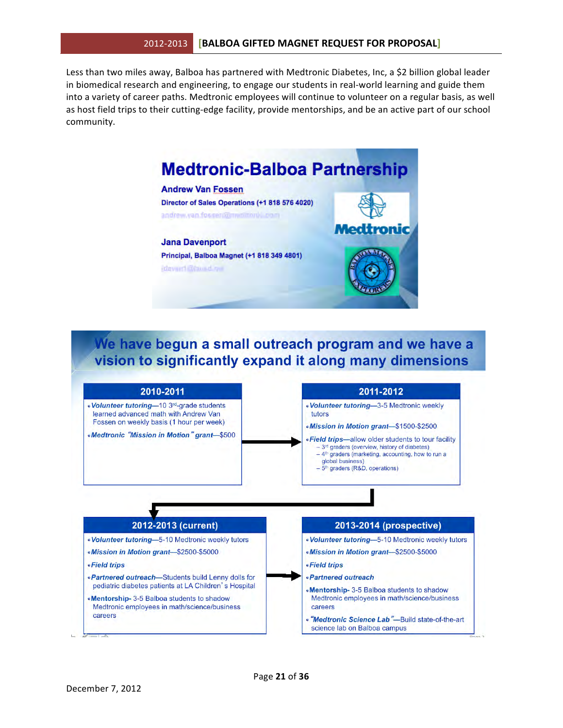Less than two miles away, Balboa has partnered with Medtronic Diabetes, Inc, a $2 billion global leader in biomedical research and engineering, to engage our students in real-world learning and guide them into a variety of career paths. Medtronic employees will continue to volunteer on a regular basis, as well as host field trips to their cutting-edge facility, provide mentorships, and be an active part of our school community.

## Medtronic-Balboa Partnership

**Andrew Van Fossen**
**Director of Sales Operations (+1 818 576 4020)**

**Jana Davenport**
**Principal, Balboa Magnet (+1 818 349 4801)**

## We have begun a small outreach program and we have a vision to significantly expand it along many dimensions

### 2010-2011

- ***Volunteer tutoring***—10 3rd-grade students learned advanced math with Andrew Van Fossen on weekly basis (1 hour per week)
- ***Medtronic "Mission in Motion" grant***—$500

### 2011-2012

- ***Volunteer tutoring***—3-5 Medtronic weekly tutors
- ***Mission in Motion grant***—$1500-$2500
- ***Field trips***—allow older students to tour facility
  - 3rd graders (overview, history of diabetes)
  - 4th graders (marketing, accounting, how to run a global business)
  - 5th graders (R&D, operations)

### 2012-2013 (current)

- ***Volunteer tutoring***—5-10 Medtronic weekly tutors
- ***Mission in Motion grant***—$2500-$5000
- ***Field trips***
- ***Partnered outreach***—Students build Lenny dolls for pediatric diabetes patients at LA Children's Hospital
- **Mentorship**- 3-5 Balboa students to shadow Medtronic employees in math/science/business careers

### 2013-2014 (prospective)

- ***Volunteer tutoring***—5-10 Medtronic weekly tutors
- ***Mission in Motion grant***—$2500-$5000
- ***Field trips***
- ***Partnered outreach***
- **Mentorship**- 3-5 Balboa students to shadow Medtronic employees in math/science/business careers
- ***"Medtronic Science Lab"***—Build state-of-the-art science lab on Balboa campus

December 7, 2012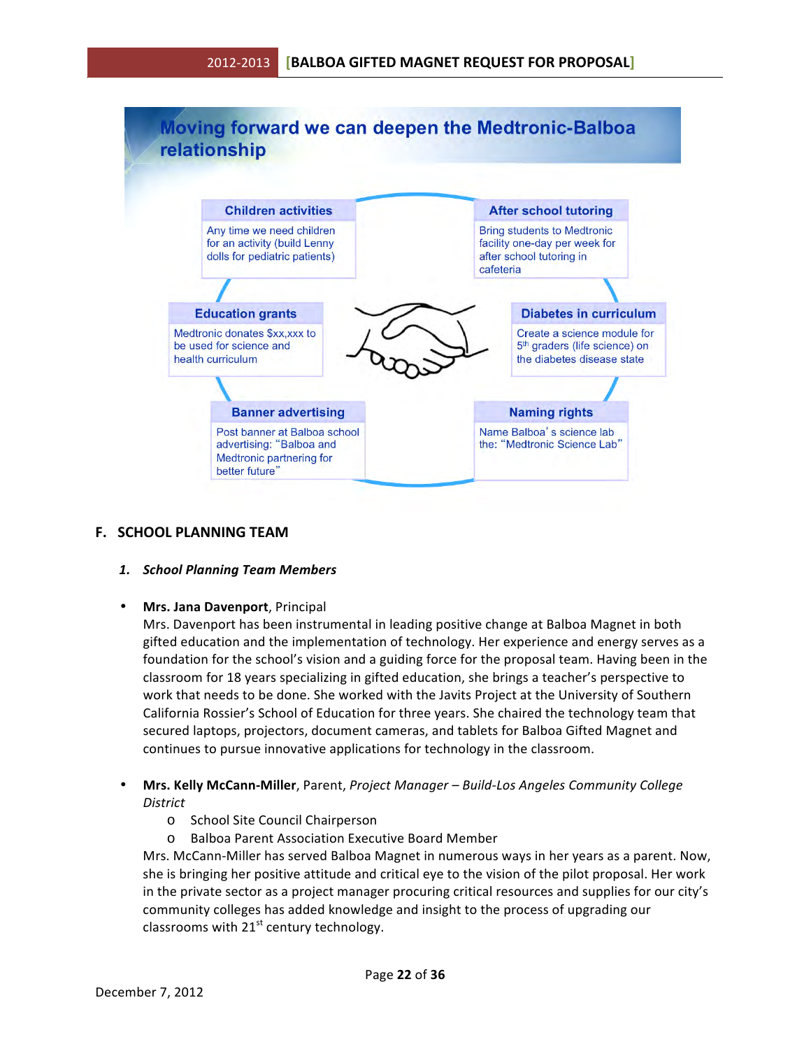## Moving forward we can deepen the Medtronic-Balboa relationship

**Children activities**
Any time we need children for an activity (build Lenny dolls for pediatric patients)

**After school tutoring**
Bring students to Medtronic facility one-day per week for after school tutoring in cafeteria

**Education grants**
Medtronic donates $xx,xxx to be used for science and health curriculum

**Diabetes in curriculum**
Create a science module for 5th graders (life science) on the diabetes disease state

**Banner advertising**
Post banner at Balboa school advertising: "Balboa and Medtronic partnering for better future"

**Naming rights**
Name Balboa's science lab the: "Medtronic Science Lab"

## F. SCHOOL PLANNING TEAM

### *1. School Planning Team Members*

- **Mrs. Jana Davenport**, Principal
  Mrs. Davenport has been instrumental in leading positive change at Balboa Magnet in both gifted education and the implementation of technology. Her experience and energy serves as a foundation for the school's vision and a guiding force for the proposal team. Having been in the classroom for 18 years specializing in gifted education, she brings a teacher's perspective to work that needs to be done. She worked with the Javits Project at the University of Southern California Rossier's School of Education for three years. She chaired the technology team that secured laptops, projectors, document cameras, and tablets for Balboa Gifted Magnet and continues to pursue innovative applications for technology in the classroom.

- **Mrs. Kelly McCann-Miller**, Parent, *Project Manager – Build-Los Angeles Community College District*
  - School Site Council Chairperson
  - Balboa Parent Association Executive Board Member

  Mrs. McCann-Miller has served Balboa Magnet in numerous ways in her years as a parent. Now, she is bringing her positive attitude and critical eye to the vision of the pilot proposal. Her work in the private sector as a project manager procuring critical resources and supplies for our city's community colleges has added knowledge and insight to the process of upgrading our classrooms with 21st century technology.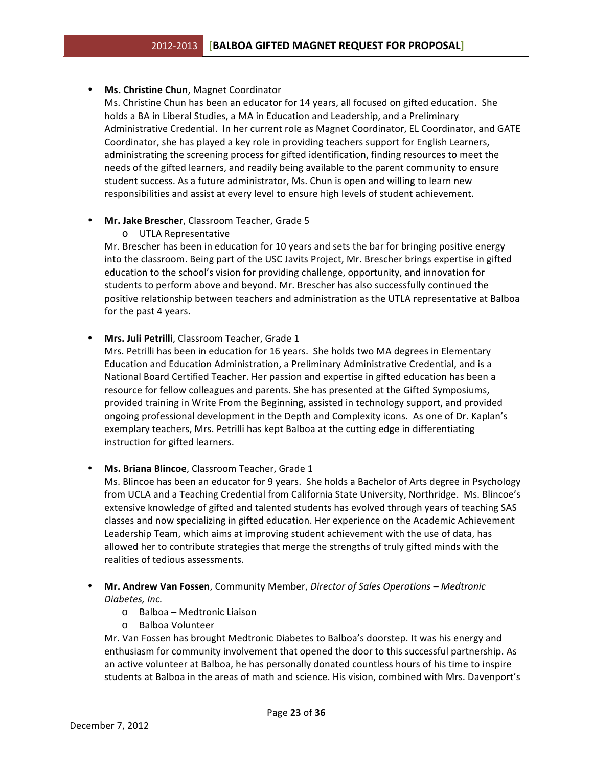- **Ms. Christine Chun**, Magnet Coordinator
  Ms. Christine Chun has been an educator for 14 years, all focused on gifted education. She holds a BA in Liberal Studies, a MA in Education and Leadership, and a Preliminary Administrative Credential. In her current role as Magnet Coordinator, EL Coordinator, and GATE Coordinator, she has played a key role in providing teachers support for English Learners, administrating the screening process for gifted identification, finding resources to meet the needs of the gifted learners, and readily being available to the parent community to ensure student success. As a future administrator, Ms. Chun is open and willing to learn new responsibilities and assist at every level to ensure high levels of student achievement.

- **Mr. Jake Brescher**, Classroom Teacher, Grade 5
  - UTLA Representative

  Mr. Brescher has been in education for 10 years and sets the bar for bringing positive energy into the classroom. Being part of the USC Javits Project, Mr. Brescher brings expertise in gifted education to the school's vision for providing challenge, opportunity, and innovation for students to perform above and beyond. Mr. Brescher has also successfully continued the positive relationship between teachers and administration as the UTLA representative at Balboa for the past 4 years.

- **Mrs. Juli Petrilli**, Classroom Teacher, Grade 1
  Mrs. Petrilli has been in education for 16 years. She holds two MA degrees in Elementary Education and Education Administration, a Preliminary Administrative Credential, and is a National Board Certified Teacher. Her passion and expertise in gifted education has been a resource for fellow colleagues and parents. She has presented at the Gifted Symposiums, provided training in Write From the Beginning, assisted in technology support, and provided ongoing professional development in the Depth and Complexity icons. As one of Dr. Kaplan's exemplary teachers, Mrs. Petrilli has kept Balboa at the cutting edge in differentiating instruction for gifted learners.

- **Ms. Briana Blincoe**, Classroom Teacher, Grade 1
  Ms. Blincoe has been an educator for 9 years. She holds a Bachelor of Arts degree in Psychology from UCLA and a Teaching Credential from California State University, Northridge. Ms. Blincoe's extensive knowledge of gifted and talented students has evolved through years of teaching SAS classes and now specializing in gifted education. Her experience on the Academic Achievement Leadership Team, which aims at improving student achievement with the use of data, has allowed her to contribute strategies that merge the strengths of truly gifted minds with the realities of tedious assessments.

- **Mr. Andrew Van Fossen**, Community Member, *Director of Sales Operations – Medtronic Diabetes, Inc.*
  - Balboa – Medtronic Liaison
  - Balboa Volunteer

  Mr. Van Fossen has brought Medtronic Diabetes to Balboa's doorstep. It was his energy and enthusiasm for community involvement that opened the door to this successful partnership. As an active volunteer at Balboa, he has personally donated countless hours of his time to inspire students at Balboa in the areas of math and science. His vision, combined with Mrs. Davenport's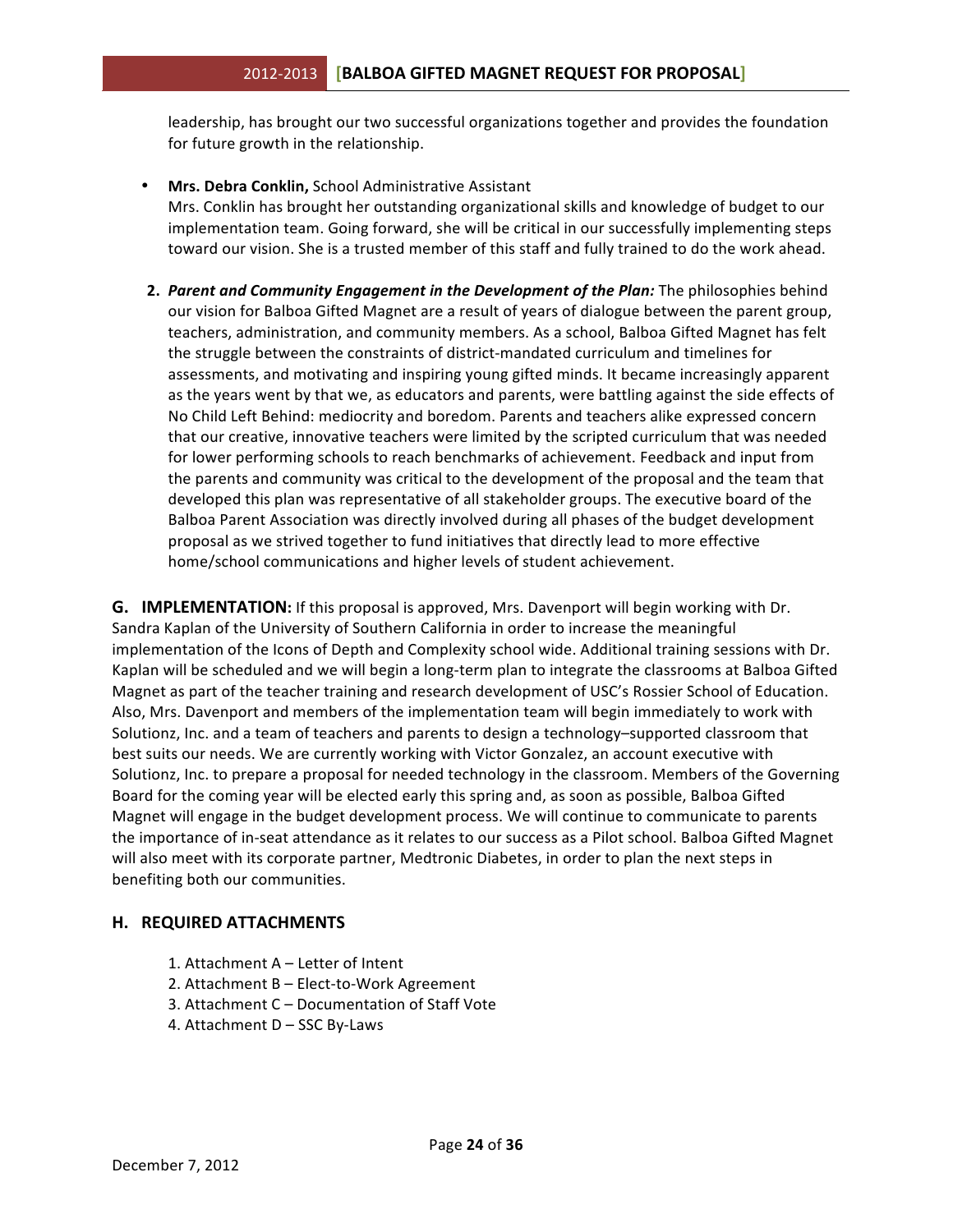leadership, has brought our two successful organizations together and provides the foundation for future growth in the relationship.

- **Mrs. Debra Conklin,** School Administrative Assistant
  Mrs. Conklin has brought her outstanding organizational skills and knowledge of budget to our implementation team. Going forward, she will be critical in our successfully implementing steps toward our vision. She is a trusted member of this staff and fully trained to do the work ahead.

2. ***Parent and Community Engagement in the Development of the Plan:*** The philosophies behind our vision for Balboa Gifted Magnet are a result of years of dialogue between the parent group, teachers, administration, and community members. As a school, Balboa Gifted Magnet has felt the struggle between the constraints of district-mandated curriculum and timelines for assessments, and motivating and inspiring young gifted minds. It became increasingly apparent as the years went by that we, as educators and parents, were battling against the side effects of No Child Left Behind: mediocrity and boredom. Parents and teachers alike expressed concern that our creative, innovative teachers were limited by the scripted curriculum that was needed for lower performing schools to reach benchmarks of achievement. Feedback and input from the parents and community was critical to the development of the proposal and the team that developed this plan was representative of all stakeholder groups. The executive board of the Balboa Parent Association was directly involved during all phases of the budget development proposal as we strived together to fund initiatives that directly lead to more effective home/school communications and higher levels of student achievement.

**G. IMPLEMENTATION:** If this proposal is approved, Mrs. Davenport will begin working with Dr. Sandra Kaplan of the University of Southern California in order to increase the meaningful implementation of the Icons of Depth and Complexity school wide. Additional training sessions with Dr. Kaplan will be scheduled and we will begin a long-term plan to integrate the classrooms at Balboa Gifted Magnet as part of the teacher training and research development of USC's Rossier School of Education. Also, Mrs. Davenport and members of the implementation team will begin immediately to work with Solutionz, Inc. and a team of teachers and parents to design a technology–supported classroom that best suits our needs. We are currently working with Victor Gonzalez, an account executive with Solutionz, Inc. to prepare a proposal for needed technology in the classroom. Members of the Governing Board for the coming year will be elected early this spring and, as soon as possible, Balboa Gifted Magnet will engage in the budget development process. We will continue to communicate to parents the importance of in-seat attendance as it relates to our success as a Pilot school. Balboa Gifted Magnet will also meet with its corporate partner, Medtronic Diabetes, in order to plan the next steps in benefiting both our communities.

## H. REQUIRED ATTACHMENTS

1. Attachment A – Letter of Intent
2. Attachment B – Elect-to-Work Agreement
3. Attachment C – Documentation of Staff Vote
4. Attachment D – SSC By-Laws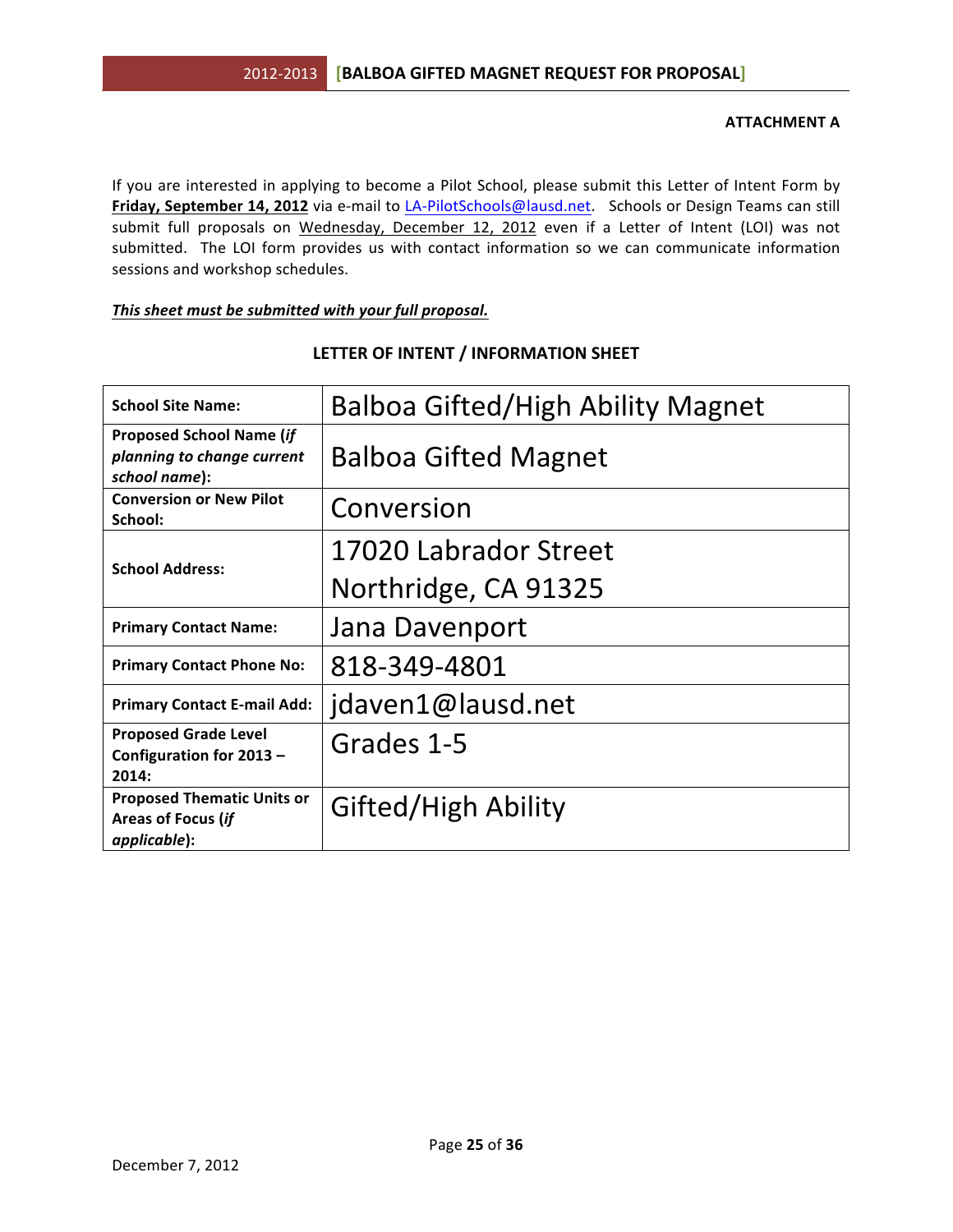**ATTACHMENT A**

If you are interested in applying to become a Pilot School, please submit this Letter of Intent Form by **Friday, September 14, 2012** via e-mail to LA-PilotSchools@lausd.net. Schools or Design Teams can still submit full proposals on Wednesday, December 12, 2012 even if a Letter of Intent (LOI) was not submitted. The LOI form provides us with contact information so we can communicate information sessions and workshop schedules.

***This sheet must be submitted with your full proposal.***

**LETTER OF INTENT / INFORMATION SHEET**

| | |
|---|---|
| **School Site Name:** | Balboa Gifted/High Ability Magnet |
| **Proposed School Name (*if planning to change current school name*):** | Balboa Gifted Magnet |
| **Conversion or New Pilot School:** | Conversion |
| **School Address:** | 17020 Labrador Street<br>Northridge, CA 91325 |
| **Primary Contact Name:** | Jana Davenport |
| **Primary Contact Phone No:** | 818-349-4801 |
| **Primary Contact E-mail Add:** | jdaven1@lausd.net |
| **Proposed Grade Level Configuration for 2013 – 2014:** | Grades 1-5 |
| **Proposed Thematic Units or Areas of Focus (*if applicable*):** | Gifted/High Ability |

December 7, 2012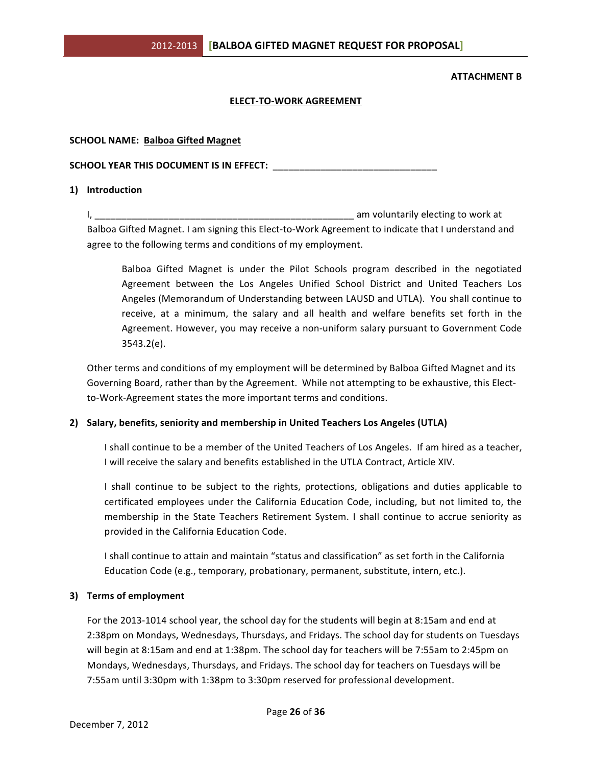**ATTACHMENT B**

**ELECT-TO-WORK AGREEMENT**

**SCHOOL NAME: Balboa Gifted Magnet**

**SCHOOL YEAR THIS DOCUMENT IS IN EFFECT:** ______________________________

## 1) Introduction

I, ________________________________________________ am voluntarily electing to work at Balboa Gifted Magnet. I am signing this Elect-to-Work Agreement to indicate that I understand and agree to the following terms and conditions of my employment.

> Balboa Gifted Magnet is under the Pilot Schools program described in the negotiated Agreement between the Los Angeles Unified School District and United Teachers Los Angeles (Memorandum of Understanding between LAUSD and UTLA). You shall continue to receive, at a minimum, the salary and all health and welfare benefits set forth in the Agreement. However, you may receive a non-uniform salary pursuant to Government Code 3543.2(e).

Other terms and conditions of my employment will be determined by Balboa Gifted Magnet and its Governing Board, rather than by the Agreement. While not attempting to be exhaustive, this Elect-to-Work-Agreement states the more important terms and conditions.

## 2) Salary, benefits, seniority and membership in United Teachers Los Angeles (UTLA)

I shall continue to be a member of the United Teachers of Los Angeles. If am hired as a teacher, I will receive the salary and benefits established in the UTLA Contract, Article XIV.

I shall continue to be subject to the rights, protections, obligations and duties applicable to certificated employees under the California Education Code, including, but not limited to, the membership in the State Teachers Retirement System. I shall continue to accrue seniority as provided in the California Education Code.

I shall continue to attain and maintain "status and classification" as set forth in the California Education Code (e.g., temporary, probationary, permanent, substitute, intern, etc.).

## 3) Terms of employment

For the 2013-1014 school year, the school day for the students will begin at 8:15am and end at 2:38pm on Mondays, Wednesdays, Thursdays, and Fridays. The school day for students on Tuesdays will begin at 8:15am and end at 1:38pm. The school day for teachers will be 7:55am to 2:45pm on Mondays, Wednesdays, Thursdays, and Fridays. The school day for teachers on Tuesdays will be 7:55am until 3:30pm with 1:38pm to 3:30pm reserved for professional development.

December 7, 2012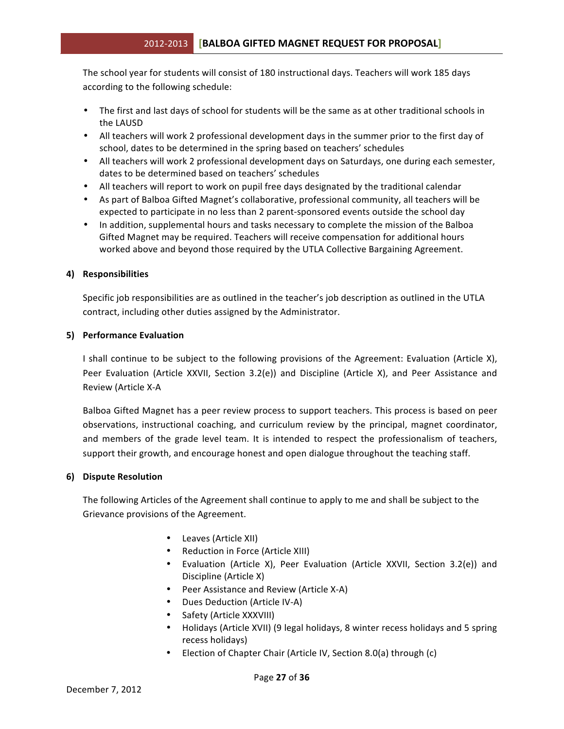The school year for students will consist of 180 instructional days. Teachers will work 185 days according to the following schedule:

- The first and last days of school for students will be the same as at other traditional schools in the LAUSD
- All teachers will work 2 professional development days in the summer prior to the first day of school, dates to be determined in the spring based on teachers' schedules
- All teachers will work 2 professional development days on Saturdays, one during each semester, dates to be determined based on teachers' schedules
- All teachers will report to work on pupil free days designated by the traditional calendar
- As part of Balboa Gifted Magnet's collaborative, professional community, all teachers will be expected to participate in no less than 2 parent-sponsored events outside the school day
- In addition, supplemental hours and tasks necessary to complete the mission of the Balboa Gifted Magnet may be required. Teachers will receive compensation for additional hours worked above and beyond those required by the UTLA Collective Bargaining Agreement.

**4) Responsibilities**

Specific job responsibilities are as outlined in the teacher's job description as outlined in the UTLA contract, including other duties assigned by the Administrator.

**5) Performance Evaluation**

I shall continue to be subject to the following provisions of the Agreement: Evaluation (Article X), Peer Evaluation (Article XXVII, Section 3.2(e)) and Discipline (Article X), and Peer Assistance and Review (Article X-A

Balboa Gifted Magnet has a peer review process to support teachers. This process is based on peer observations, instructional coaching, and curriculum review by the principal, magnet coordinator, and members of the grade level team. It is intended to respect the professionalism of teachers, support their growth, and encourage honest and open dialogue throughout the teaching staff.

**6) Dispute Resolution**

The following Articles of the Agreement shall continue to apply to me and shall be subject to the Grievance provisions of the Agreement.

- Leaves (Article XII)
- Reduction in Force (Article XIII)
- Evaluation (Article X), Peer Evaluation (Article XXVII, Section 3.2(e)) and Discipline (Article X)
- Peer Assistance and Review (Article X-A)
- Dues Deduction (Article IV-A)
- Safety (Article XXXVIII)
- Holidays (Article XVII) (9 legal holidays, 8 winter recess holidays and 5 spring recess holidays)
- Election of Chapter Chair (Article IV, Section 8.0(a) through (c)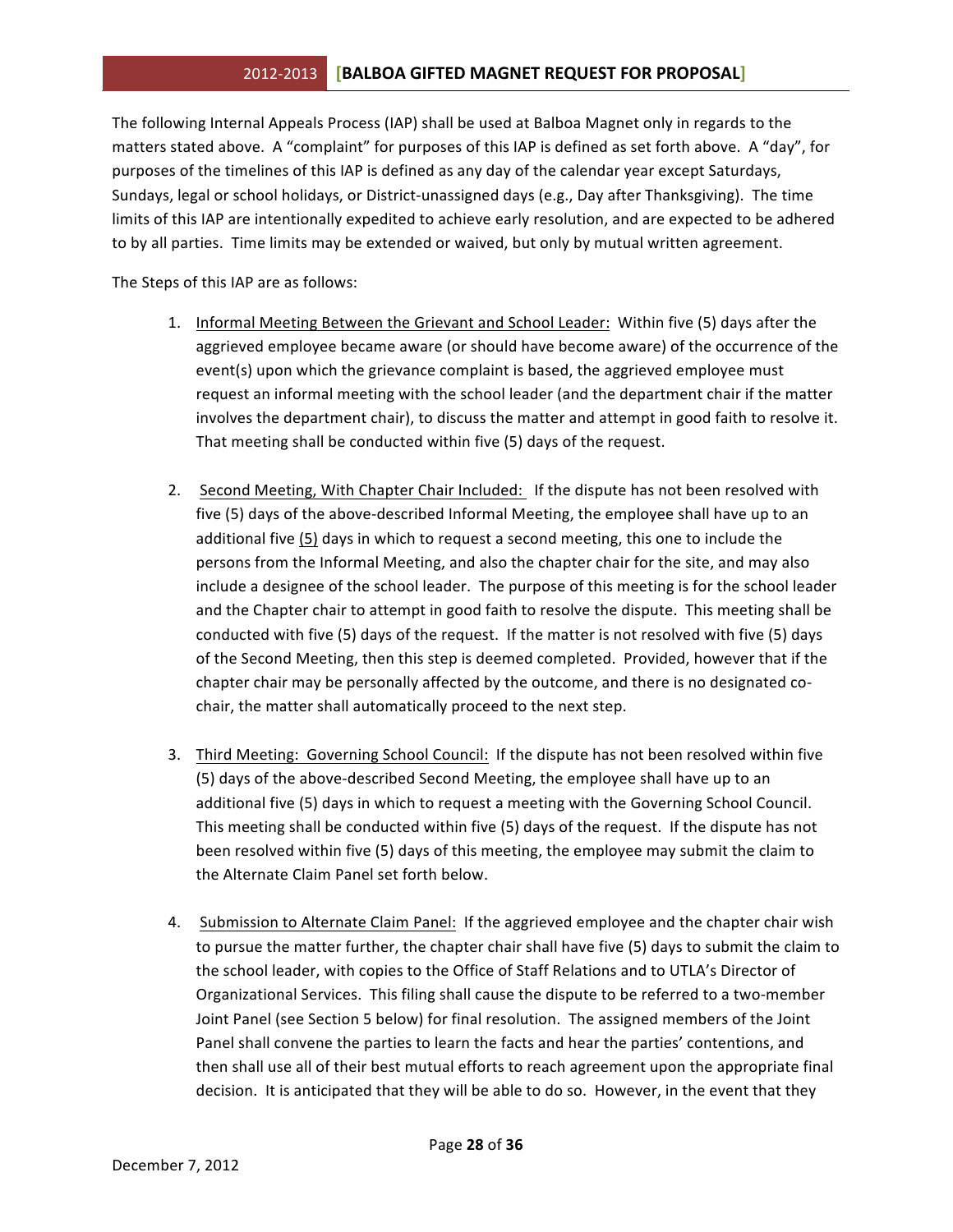The following Internal Appeals Process (IAP) shall be used at Balboa Magnet only in regards to the matters stated above. A "complaint" for purposes of this IAP is defined as set forth above. A "day", for purposes of the timelines of this IAP is defined as any day of the calendar year except Saturdays, Sundays, legal or school holidays, or District-unassigned days (e.g., Day after Thanksgiving). The time limits of this IAP are intentionally expedited to achieve early resolution, and are expected to be adhered to by all parties. Time limits may be extended or waived, but only by mutual written agreement.

The Steps of this IAP are as follows:

1. <u>Informal Meeting Between the Grievant and School Leader:</u> Within five (5) days after the aggrieved employee became aware (or should have become aware) of the occurrence of the event(s) upon which the grievance complaint is based, the aggrieved employee must request an informal meeting with the school leader (and the department chair if the matter involves the department chair), to discuss the matter and attempt in good faith to resolve it. That meeting shall be conducted within five (5) days of the request.

2. <u>Second Meeting, With Chapter Chair Included:</u> If the dispute has not been resolved with five (5) days of the above-described Informal Meeting, the employee shall have up to an additional five <u>(5)</u> days in which to request a second meeting, this one to include the persons from the Informal Meeting, and also the chapter chair for the site, and may also include a designee of the school leader. The purpose of this meeting is for the school leader and the Chapter chair to attempt in good faith to resolve the dispute. This meeting shall be conducted with five (5) days of the request. If the matter is not resolved with five (5) days of the Second Meeting, then this step is deemed completed. Provided, however that if the chapter chair may be personally affected by the outcome, and there is no designated co-chair, the matter shall automatically proceed to the next step.

3. <u>Third Meeting: Governing School Council:</u> If the dispute has not been resolved within five (5) days of the above-described Second Meeting, the employee shall have up to an additional five (5) days in which to request a meeting with the Governing School Council. This meeting shall be conducted within five (5) days of the request. If the dispute has not been resolved within five (5) days of this meeting, the employee may submit the claim to the Alternate Claim Panel set forth below.

4. <u>Submission to Alternate Claim Panel:</u> If the aggrieved employee and the chapter chair wish to pursue the matter further, the chapter chair shall have five (5) days to submit the claim to the school leader, with copies to the Office of Staff Relations and to UTLA's Director of Organizational Services. This filing shall cause the dispute to be referred to a two-member Joint Panel (see Section 5 below) for final resolution. The assigned members of the Joint Panel shall convene the parties to learn the facts and hear the parties' contentions, and then shall use all of their best mutual efforts to reach agreement upon the appropriate final decision. It is anticipated that they will be able to do so. However, in the event that they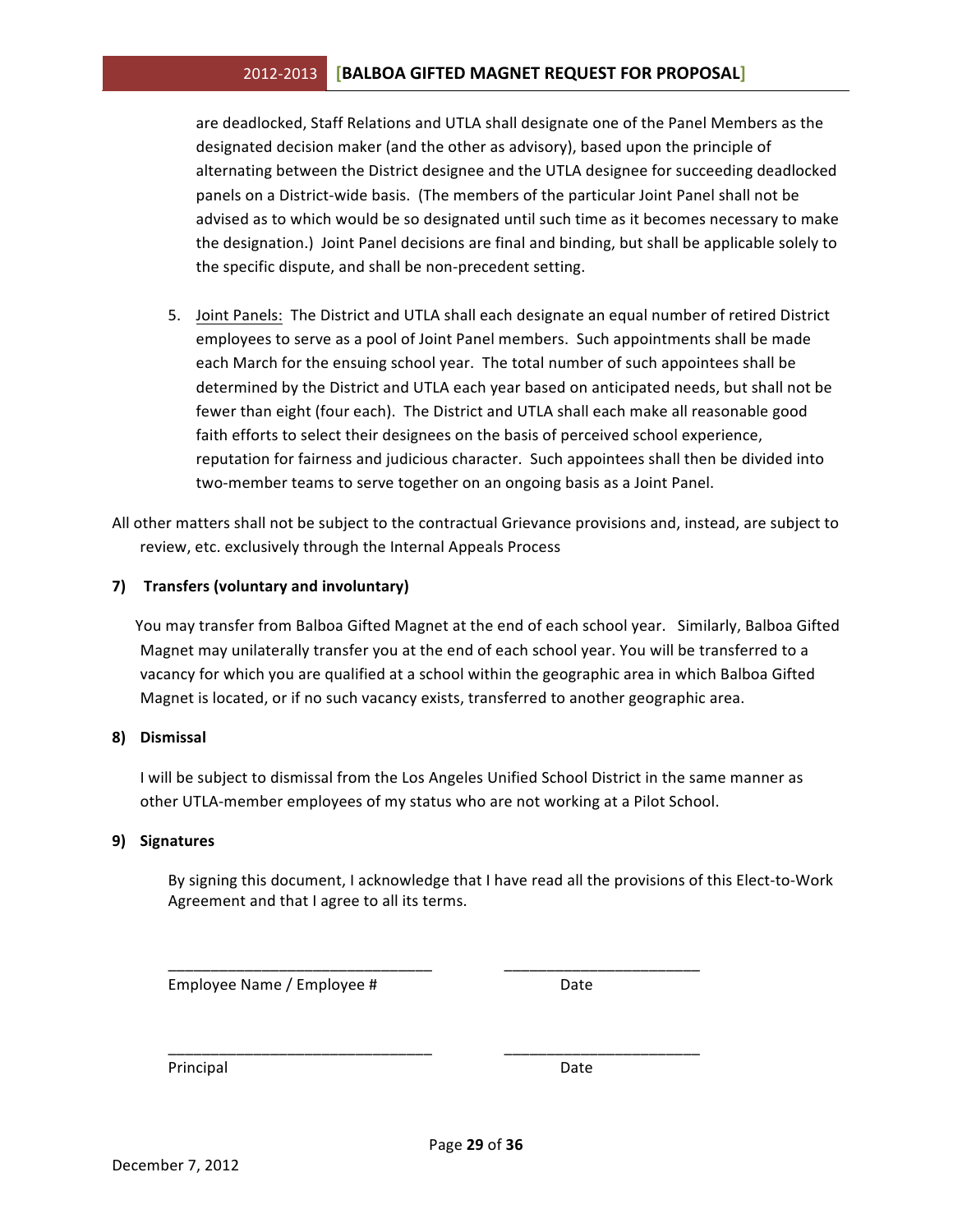are deadlocked, Staff Relations and UTLA shall designate one of the Panel Members as the designated decision maker (and the other as advisory), based upon the principle of alternating between the District designee and the UTLA designee for succeeding deadlocked panels on a District-wide basis. (The members of the particular Joint Panel shall not be advised as to which would be so designated until such time as it becomes necessary to make the designation.) Joint Panel decisions are final and binding, but shall be applicable solely to the specific dispute, and shall be non-precedent setting.

5. Joint Panels: The District and UTLA shall each designate an equal number of retired District employees to serve as a pool of Joint Panel members. Such appointments shall be made each March for the ensuing school year. The total number of such appointees shall be determined by the District and UTLA each year based on anticipated needs, but shall not be fewer than eight (four each). The District and UTLA shall each make all reasonable good faith efforts to select their designees on the basis of perceived school experience, reputation for fairness and judicious character. Such appointees shall then be divided into two-member teams to serve together on an ongoing basis as a Joint Panel.

All other matters shall not be subject to the contractual Grievance provisions and, instead, are subject to review, etc. exclusively through the Internal Appeals Process

**7) Transfers (voluntary and involuntary)**

You may transfer from Balboa Gifted Magnet at the end of each school year. Similarly, Balboa Gifted Magnet may unilaterally transfer you at the end of each school year. You will be transferred to a vacancy for which you are qualified at a school within the geographic area in which Balboa Gifted Magnet is located, or if no such vacancy exists, transferred to another geographic area.

**8) Dismissal**

I will be subject to dismissal from the Los Angeles Unified School District in the same manner as other UTLA-member employees of my status who are not working at a Pilot School.

**9) Signatures**

By signing this document, I acknowledge that I have read all the provisions of this Elect-to-Work Agreement and that I agree to all its terms.

_______________________________ _______________________
Employee Name / Employee # Date

_______________________________ _______________________
Principal Date

December 7, 2012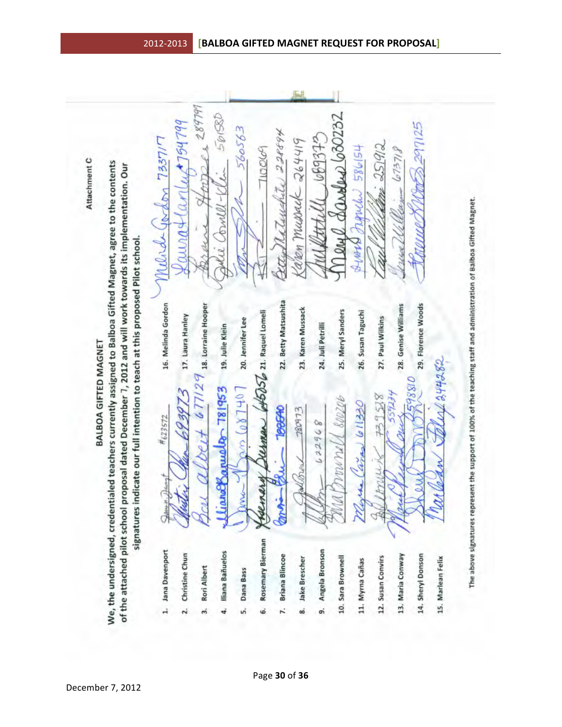Attachment C

## BALBOA GIFTED MAGNET

We, the undersigned, credentialed teachers currently assigned to Balboa Gifted Magnet, agree to the contents of the attached pilot school proposal dated December 7, 2012 and will work towards its implementation. Our signatures indicate our full intention to teach at this proposed Pilot school.

| Name | Signature | Name | Signature |
|---|---|---|---|
| 1. Jana Davenport | #623572 | 16. Melinda Gordon | 733717 |
| 2. Christine Chun | 693973 | 17. Laura Hanley | 754799 |
| 3. Rori Albert | 677129 | 18. Lorraine Hooper | 289797 |
| 4. Iliana Bañuelos | 781953 | 19. Julie Klein | 561580 |
| 5. Dana Bass | 687407 | 20. Jennifer Lee | 560563 |
| 6. Rosemary Bierman | 645056 | 21. Raquel Lomeli | 710069 |
| 7. Briana Blincoe | 788540 | 22. Betty Matsushita | 228894 |
| 8. Jake Brescher | 780973 | 23. Karen Mussack | 264419 |
| 9. Angela Bronson | 622968 | 24. Juli Petrilli | 689373 |
| 10. Sara Brownell | 800206 | 25. Meryl Sanders | 630232 |
| 11. Myrna Cañas | 611330 | 26. Susan Taguchi | 586154 |
| 12. Susan Convirs | 739538 | 27. Paul Wilkins | 251912 |
| 13. Maria Conway | 559234 | 28. Genise Williams | 673718 |
| 14. Sheryl Donson | 598810 | 29. Florence Woods | 297125 |
| 15. Marlean Felix | 244282 | | |

The above signatures represent the support of 100% of the teaching staff and administration of Balboa Gifted Magnet.

December 7, 2012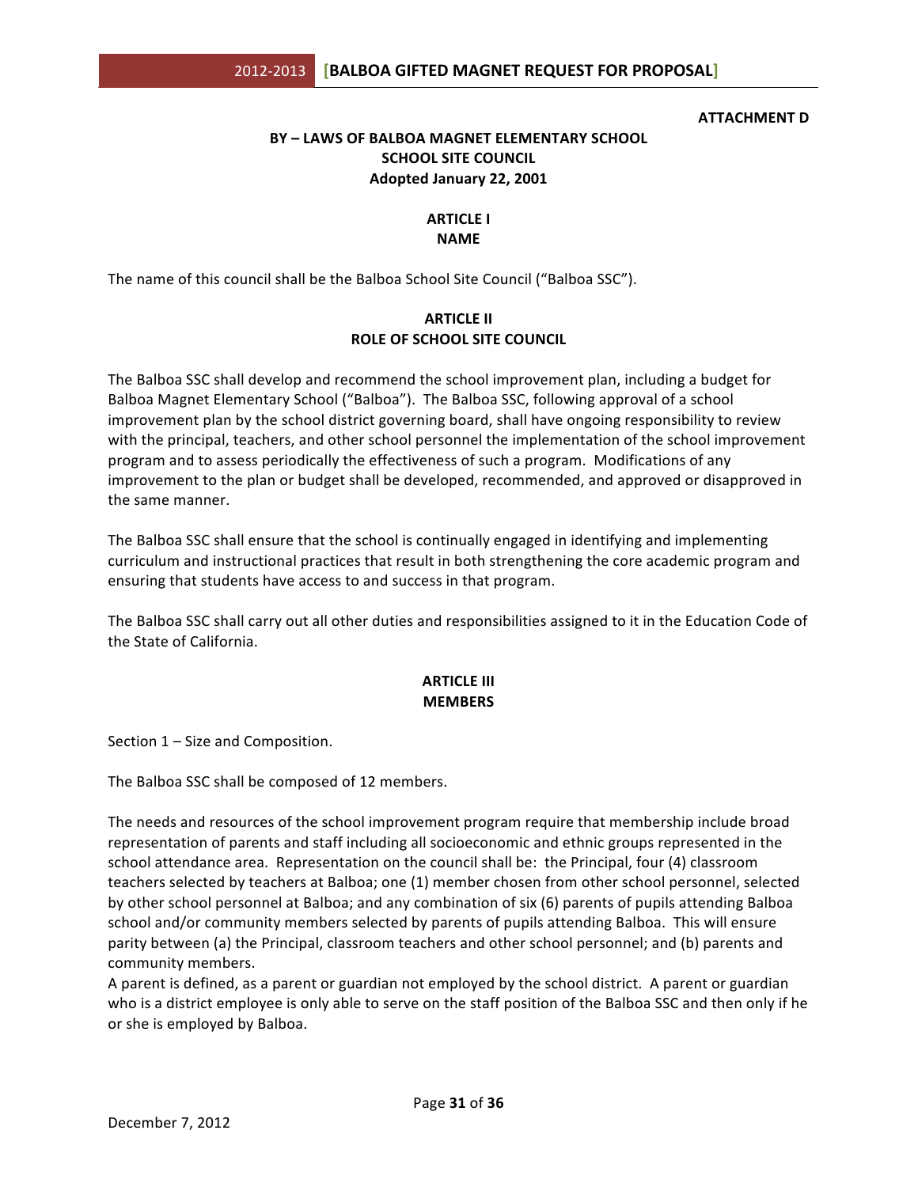**ATTACHMENT D**

# BY – LAWS OF BALBOA MAGNET ELEMENTARY SCHOOL SCHOOL SITE COUNCIL

**Adopted January 22, 2001**

## ARTICLE I
## NAME

The name of this council shall be the Balboa School Site Council ("Balboa SSC").

## ARTICLE II
## ROLE OF SCHOOL SITE COUNCIL

The Balboa SSC shall develop and recommend the school improvement plan, including a budget for Balboa Magnet Elementary School ("Balboa"). The Balboa SSC, following approval of a school improvement plan by the school district governing board, shall have ongoing responsibility to review with the principal, teachers, and other school personnel the implementation of the school improvement program and to assess periodically the effectiveness of such a program. Modifications of any improvement to the plan or budget shall be developed, recommended, and approved or disapproved in the same manner.

The Balboa SSC shall ensure that the school is continually engaged in identifying and implementing curriculum and instructional practices that result in both strengthening the core academic program and ensuring that students have access to and success in that program.

The Balboa SSC shall carry out all other duties and responsibilities assigned to it in the Education Code of the State of California.

## ARTICLE III
## MEMBERS

Section 1 – Size and Composition.

The Balboa SSC shall be composed of 12 members.

The needs and resources of the school improvement program require that membership include broad representation of parents and staff including all socioeconomic and ethnic groups represented in the school attendance area. Representation on the council shall be: the Principal, four (4) classroom teachers selected by teachers at Balboa; one (1) member chosen from other school personnel, selected by other school personnel at Balboa; and any combination of six (6) parents of pupils attending Balboa school and/or community members selected by parents of pupils attending Balboa. This will ensure parity between (a) the Principal, classroom teachers and other school personnel; and (b) parents and community members.

A parent is defined, as a parent or guardian not employed by the school district. A parent or guardian who is a district employee is only able to serve on the staff position of the Balboa SSC and then only if he or she is employed by Balboa.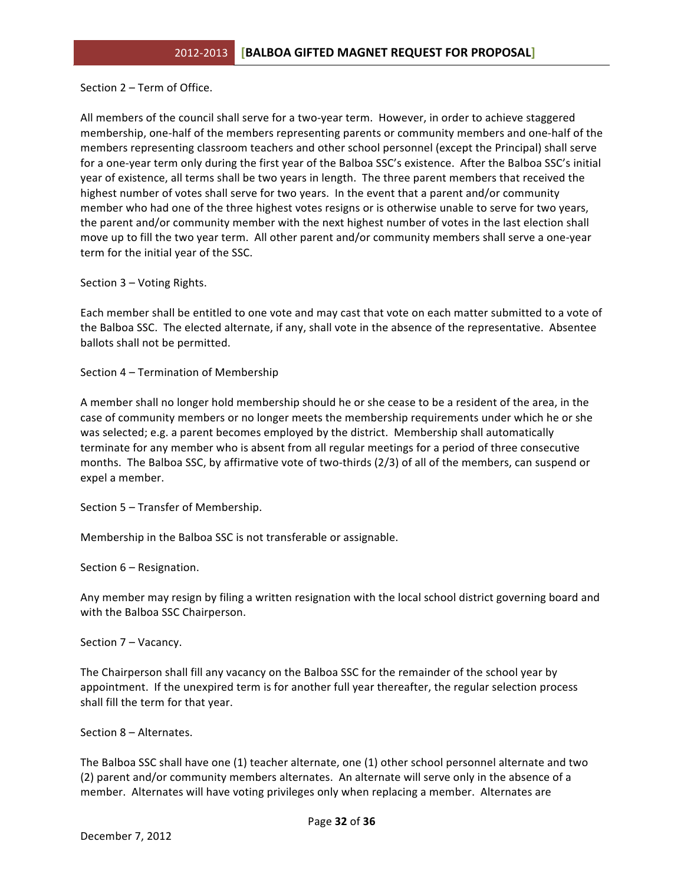Section 2 – Term of Office.

All members of the council shall serve for a two-year term. However, in order to achieve staggered membership, one-half of the members representing parents or community members and one-half of the members representing classroom teachers and other school personnel (except the Principal) shall serve for a one-year term only during the first year of the Balboa SSC's existence. After the Balboa SSC's initial year of existence, all terms shall be two years in length. The three parent members that received the highest number of votes shall serve for two years. In the event that a parent and/or community member who had one of the three highest votes resigns or is otherwise unable to serve for two years, the parent and/or community member with the next highest number of votes in the last election shall move up to fill the two year term. All other parent and/or community members shall serve a one-year term for the initial year of the SSC.

Section 3 – Voting Rights.

Each member shall be entitled to one vote and may cast that vote on each matter submitted to a vote of the Balboa SSC. The elected alternate, if any, shall vote in the absence of the representative. Absentee ballots shall not be permitted.

Section 4 – Termination of Membership

A member shall no longer hold membership should he or she cease to be a resident of the area, in the case of community members or no longer meets the membership requirements under which he or she was selected; e.g. a parent becomes employed by the district. Membership shall automatically terminate for any member who is absent from all regular meetings for a period of three consecutive months. The Balboa SSC, by affirmative vote of two-thirds (2/3) of all of the members, can suspend or expel a member.

Section 5 – Transfer of Membership.

Membership in the Balboa SSC is not transferable or assignable.

Section 6 – Resignation.

Any member may resign by filing a written resignation with the local school district governing board and with the Balboa SSC Chairperson.

Section 7 – Vacancy.

The Chairperson shall fill any vacancy on the Balboa SSC for the remainder of the school year by appointment. If the unexpired term is for another full year thereafter, the regular selection process shall fill the term for that year.

Section 8 – Alternates.

The Balboa SSC shall have one (1) teacher alternate, one (1) other school personnel alternate and two (2) parent and/or community members alternates. An alternate will serve only in the absence of a member. Alternates will have voting privileges only when replacing a member. Alternates are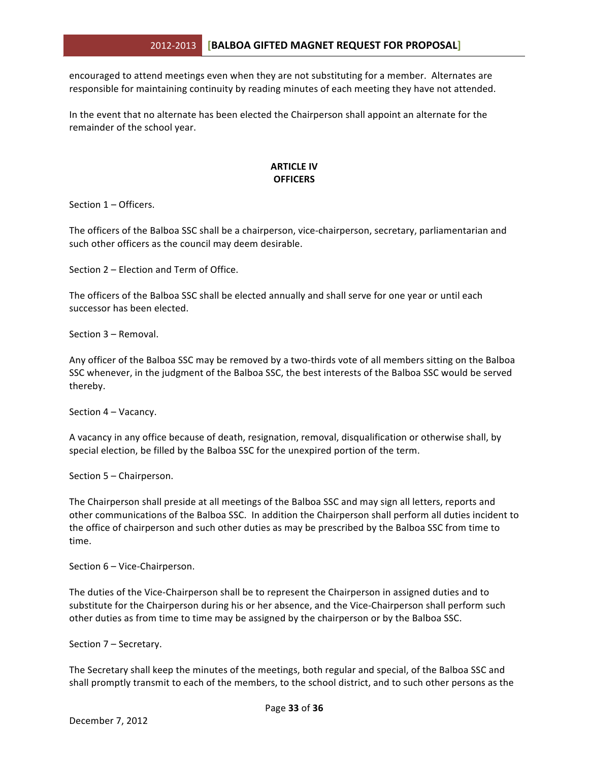encouraged to attend meetings even when they are not substituting for a member. Alternates are responsible for maintaining continuity by reading minutes of each meeting they have not attended.

In the event that no alternate has been elected the Chairperson shall appoint an alternate for the remainder of the school year.

## ARTICLE IV
## OFFICERS

Section 1 – Officers.

The officers of the Balboa SSC shall be a chairperson, vice-chairperson, secretary, parliamentarian and such other officers as the council may deem desirable.

Section 2 – Election and Term of Office.

The officers of the Balboa SSC shall be elected annually and shall serve for one year or until each successor has been elected.

Section 3 – Removal.

Any officer of the Balboa SSC may be removed by a two-thirds vote of all members sitting on the Balboa SSC whenever, in the judgment of the Balboa SSC, the best interests of the Balboa SSC would be served thereby.

Section 4 – Vacancy.

A vacancy in any office because of death, resignation, removal, disqualification or otherwise shall, by special election, be filled by the Balboa SSC for the unexpired portion of the term.

Section 5 – Chairperson.

The Chairperson shall preside at all meetings of the Balboa SSC and may sign all letters, reports and other communications of the Balboa SSC. In addition the Chairperson shall perform all duties incident to the office of chairperson and such other duties as may be prescribed by the Balboa SSC from time to time.

Section 6 – Vice-Chairperson.

The duties of the Vice-Chairperson shall be to represent the Chairperson in assigned duties and to substitute for the Chairperson during his or her absence, and the Vice-Chairperson shall perform such other duties as from time to time may be assigned by the chairperson or by the Balboa SSC.

Section 7 – Secretary.

The Secretary shall keep the minutes of the meetings, both regular and special, of the Balboa SSC and shall promptly transmit to each of the members, to the school district, and to such other persons as the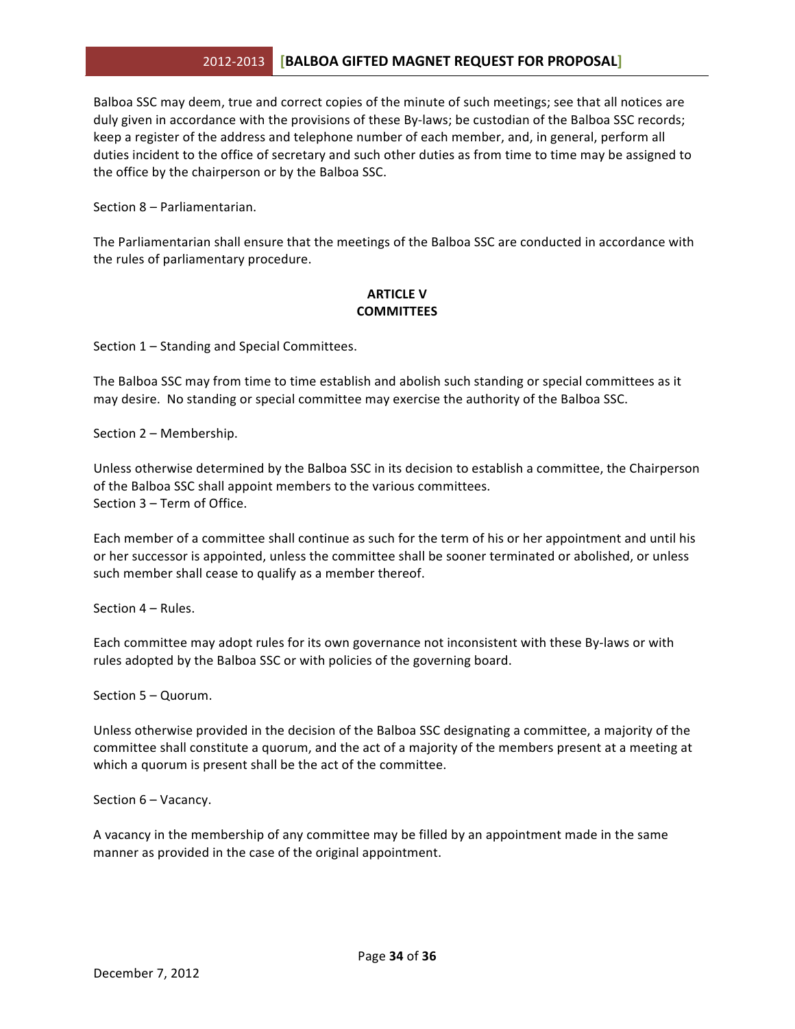Balboa SSC may deem, true and correct copies of the minute of such meetings; see that all notices are duly given in accordance with the provisions of these By-laws; be custodian of the Balboa SSC records; keep a register of the address and telephone number of each member, and, in general, perform all duties incident to the office of secretary and such other duties as from time to time may be assigned to the office by the chairperson or by the Balboa SSC.

Section 8 – Parliamentarian.

The Parliamentarian shall ensure that the meetings of the Balboa SSC are conducted in accordance with the rules of parliamentary procedure.

## ARTICLE V
## COMMITTEES

Section 1 – Standing and Special Committees.

The Balboa SSC may from time to time establish and abolish such standing or special committees as it may desire. No standing or special committee may exercise the authority of the Balboa SSC.

Section 2 – Membership.

Unless otherwise determined by the Balboa SSC in its decision to establish a committee, the Chairperson of the Balboa SSC shall appoint members to the various committees.

Section 3 – Term of Office.

Each member of a committee shall continue as such for the term of his or her appointment and until his or her successor is appointed, unless the committee shall be sooner terminated or abolished, or unless such member shall cease to qualify as a member thereof.

Section 4 – Rules.

Each committee may adopt rules for its own governance not inconsistent with these By-laws or with rules adopted by the Balboa SSC or with policies of the governing board.

Section 5 – Quorum.

Unless otherwise provided in the decision of the Balboa SSC designating a committee, a majority of the committee shall constitute a quorum, and the act of a majority of the members present at a meeting at which a quorum is present shall be the act of the committee.

Section 6 – Vacancy.

A vacancy in the membership of any committee may be filled by an appointment made in the same manner as provided in the case of the original appointment.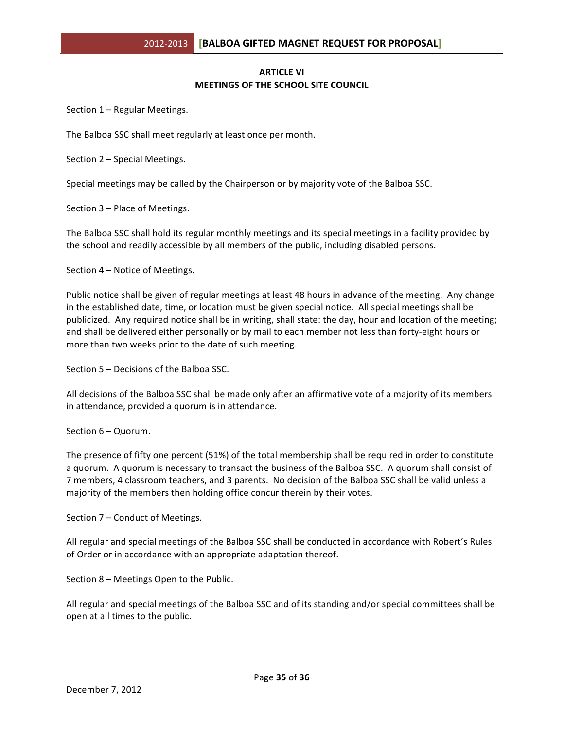## ARTICLE VI
## MEETINGS OF THE SCHOOL SITE COUNCIL

Section 1 – Regular Meetings.

The Balboa SSC shall meet regularly at least once per month.

Section 2 – Special Meetings.

Special meetings may be called by the Chairperson or by majority vote of the Balboa SSC.

Section 3 – Place of Meetings.

The Balboa SSC shall hold its regular monthly meetings and its special meetings in a facility provided by the school and readily accessible by all members of the public, including disabled persons.

Section 4 – Notice of Meetings.

Public notice shall be given of regular meetings at least 48 hours in advance of the meeting. Any change in the established date, time, or location must be given special notice. All special meetings shall be publicized. Any required notice shall be in writing, shall state: the day, hour and location of the meeting; and shall be delivered either personally or by mail to each member not less than forty-eight hours or more than two weeks prior to the date of such meeting.

Section 5 – Decisions of the Balboa SSC.

All decisions of the Balboa SSC shall be made only after an affirmative vote of a majority of its members in attendance, provided a quorum is in attendance.

Section 6 – Quorum.

The presence of fifty one percent (51%) of the total membership shall be required in order to constitute a quorum. A quorum is necessary to transact the business of the Balboa SSC. A quorum shall consist of 7 members, 4 classroom teachers, and 3 parents. No decision of the Balboa SSC shall be valid unless a majority of the members then holding office concur therein by their votes.

Section 7 – Conduct of Meetings.

All regular and special meetings of the Balboa SSC shall be conducted in accordance with Robert's Rules of Order or in accordance with an appropriate adaptation thereof.

Section 8 – Meetings Open to the Public.

All regular and special meetings of the Balboa SSC and of its standing and/or special committees shall be open at all times to the public.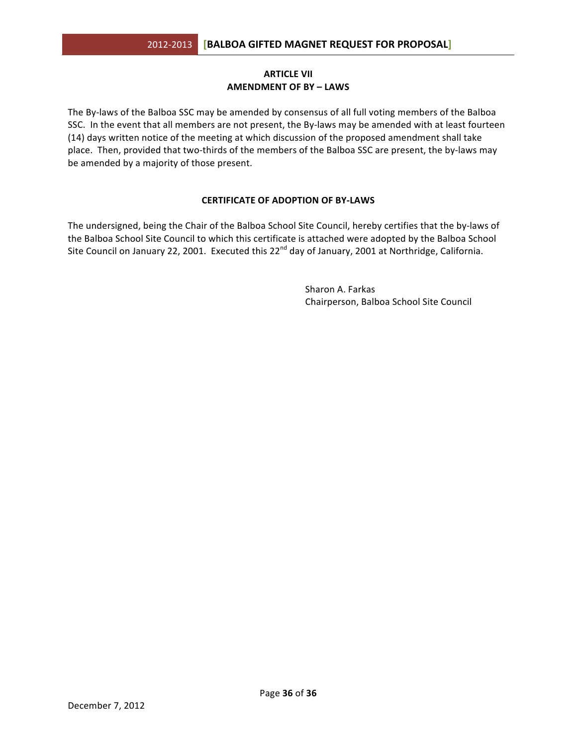## ARTICLE VII
## AMENDMENT OF BY – LAWS

The By-laws of the Balboa SSC may be amended by consensus of all full voting members of the Balboa SSC. In the event that all members are not present, the By-laws may be amended with at least fourteen (14) days written notice of the meeting at which discussion of the proposed amendment shall take place. Then, provided that two-thirds of the members of the Balboa SSC are present, the by-laws may be amended by a majority of those present.

## CERTIFICATE OF ADOPTION OF BY-LAWS

The undersigned, being the Chair of the Balboa School Site Council, hereby certifies that the by-laws of the Balboa School Site Council to which this certificate is attached were adopted by the Balboa School Site Council on January 22, 2001. Executed this 22nd day of January, 2001 at Northridge, California.

Sharon A. Farkas
Chairperson, Balboa School Site Council